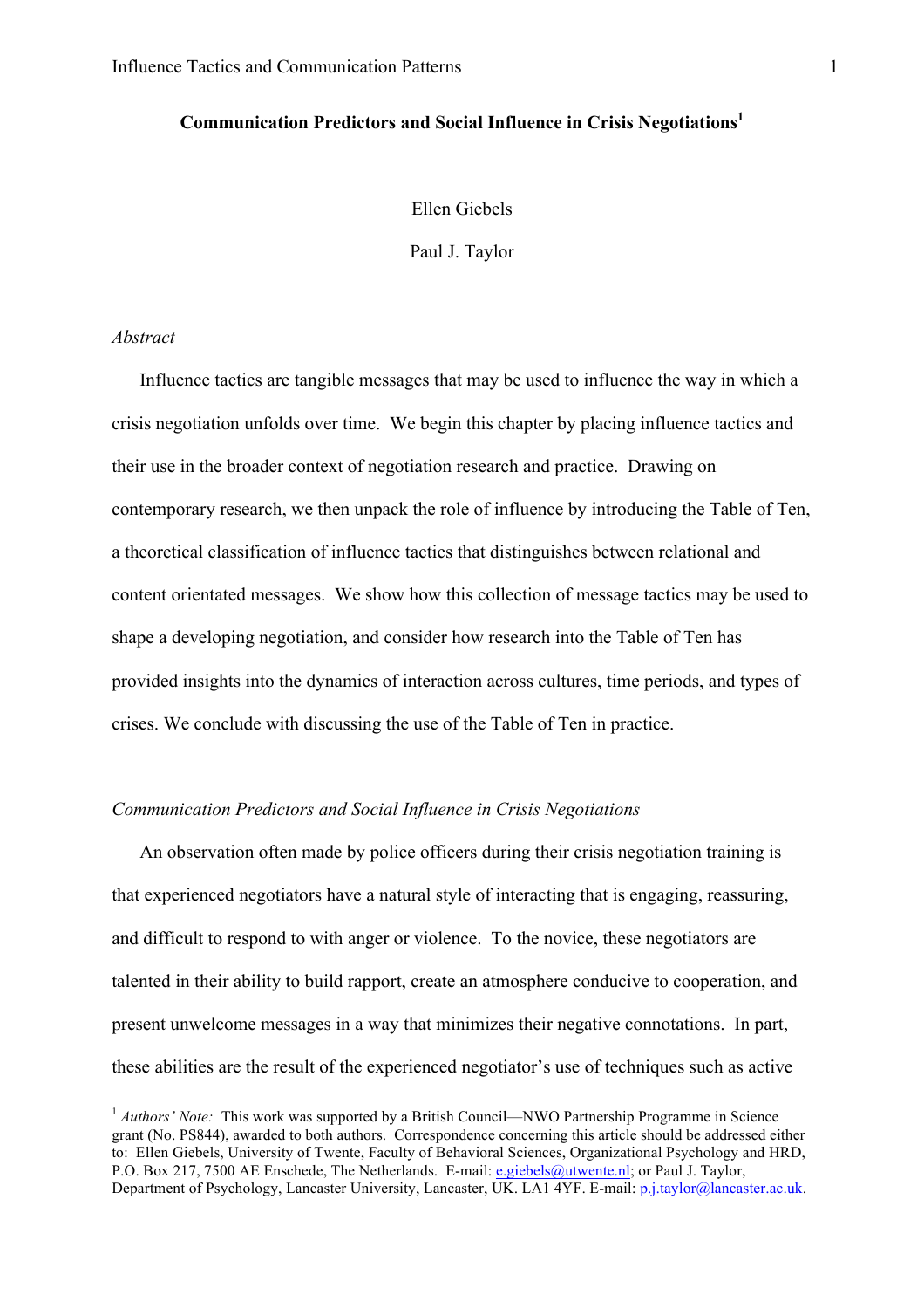# Communication Predictors and Social Influence in Crisis Negotiations[1]

Ellen Giebels

Paul J. Taylor

*Abstract*

Influence tactics are tangible messages that may be used to influence the way in which a crisis negotiation unfolds over time. We begin this chapter by placing influence tactics and their use in the broader context of negotiation research and practice. Drawing on contemporary research, we then unpack the role of influence by introducing the Table of Ten, a theoretical classification of influence tactics that distinguishes between relational and content orientated messages. We show how this collection of message tactics may be used to shape a developing negotiation, and consider how research into the Table of Ten has provided insights into the dynamics of interaction across cultures, time periods, and types of crises. We conclude with discussing the use of the Table of Ten in practice.

## *Communication Predictors and Social Influence in Crisis Negotiations*

An observation often made by police officers during their crisis negotiation training is that experienced negotiators have a natural style of interacting that is engaging, reassuring, and difficult to respond to with anger or violence. To the novice, these negotiators are talented in their ability to build rapport, create an atmosphere conducive to cooperation, and present unwelcome messages in a way that minimizes their negative connotations. In part, these abilities are the result of the experienced negotiator's use of techniques such as active

---

[1] *Authors' Note:* This work was supported by a British Council—NWO Partnership Programme in Science grant (No. PS844), awarded to both authors. Correspondence concerning this article should be addressed either to: Ellen Giebels, University of Twente, Faculty of Behavioral Sciences, Organizational Psychology and HRD, P.O. Box 217, 7500 AE Enschede, The Netherlands. E-mail: e.giebels@utwente.nl; or Paul J. Taylor, Department of Psychology, Lancaster University, Lancaster, UK. LA1 4YF. E-mail: p.j.taylor@lancaster.ac.uk.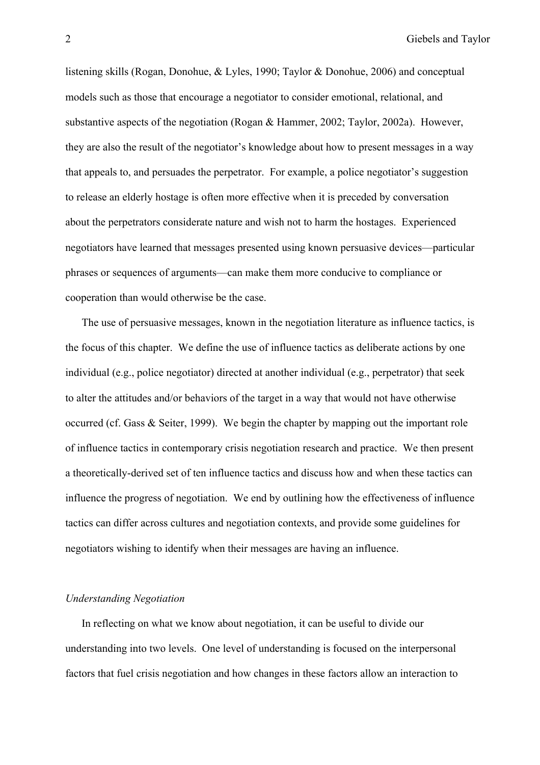listening skills (Rogan, Donohue, & Lyles, 1990; Taylor & Donohue, 2006) and conceptual models such as those that encourage a negotiator to consider emotional, relational, and substantive aspects of the negotiation (Rogan & Hammer, 2002; Taylor, 2002a). However, they are also the result of the negotiator's knowledge about how to present messages in a way that appeals to, and persuades the perpetrator. For example, a police negotiator's suggestion to release an elderly hostage is often more effective when it is preceded by conversation about the perpetrators considerate nature and wish not to harm the hostages. Experienced negotiators have learned that messages presented using known persuasive devices—particular phrases or sequences of arguments—can make them more conducive to compliance or cooperation than would otherwise be the case.

The use of persuasive messages, known in the negotiation literature as influence tactics, is the focus of this chapter. We define the use of influence tactics as deliberate actions by one individual (e.g., police negotiator) directed at another individual (e.g., perpetrator) that seek to alter the attitudes and/or behaviors of the target in a way that would not have otherwise occurred (cf. Gass & Seiter, 1999). We begin the chapter by mapping out the important role of influence tactics in contemporary crisis negotiation research and practice. We then present a theoretically-derived set of ten influence tactics and discuss how and when these tactics can influence the progress of negotiation. We end by outlining how the effectiveness of influence tactics can differ across cultures and negotiation contexts, and provide some guidelines for negotiators wishing to identify when their messages are having an influence.

*Understanding Negotiation*

In reflecting on what we know about negotiation, it can be useful to divide our understanding into two levels. One level of understanding is focused on the interpersonal factors that fuel crisis negotiation and how changes in these factors allow an interaction to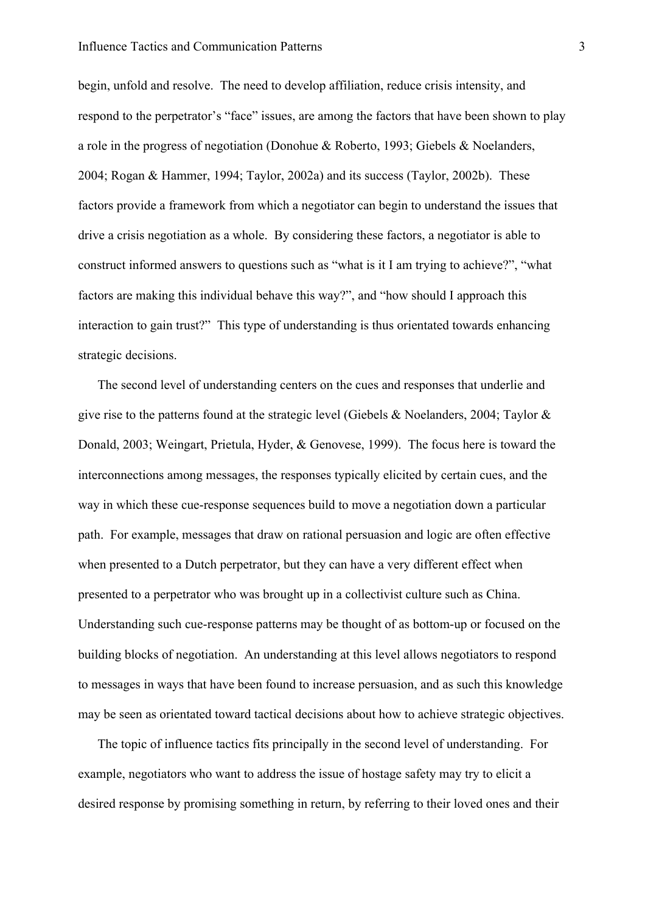begin, unfold and resolve. The need to develop affiliation, reduce crisis intensity, and respond to the perpetrator's "face" issues, are among the factors that have been shown to play a role in the progress of negotiation (Donohue & Roberto, 1993; Giebels & Noelanders, 2004; Rogan & Hammer, 1994; Taylor, 2002a) and its success (Taylor, 2002b). These factors provide a framework from which a negotiator can begin to understand the issues that drive a crisis negotiation as a whole. By considering these factors, a negotiator is able to construct informed answers to questions such as "what is it I am trying to achieve?", "what factors are making this individual behave this way?", and "how should I approach this interaction to gain trust?" This type of understanding is thus orientated towards enhancing strategic decisions.

The second level of understanding centers on the cues and responses that underlie and give rise to the patterns found at the strategic level (Giebels & Noelanders, 2004; Taylor & Donald, 2003; Weingart, Prietula, Hyder, & Genovese, 1999). The focus here is toward the interconnections among messages, the responses typically elicited by certain cues, and the way in which these cue-response sequences build to move a negotiation down a particular path. For example, messages that draw on rational persuasion and logic are often effective when presented to a Dutch perpetrator, but they can have a very different effect when presented to a perpetrator who was brought up in a collectivist culture such as China. Understanding such cue-response patterns may be thought of as bottom-up or focused on the building blocks of negotiation. An understanding at this level allows negotiators to respond to messages in ways that have been found to increase persuasion, and as such this knowledge may be seen as orientated toward tactical decisions about how to achieve strategic objectives.

The topic of influence tactics fits principally in the second level of understanding. For example, negotiators who want to address the issue of hostage safety may try to elicit a desired response by promising something in return, by referring to their loved ones and their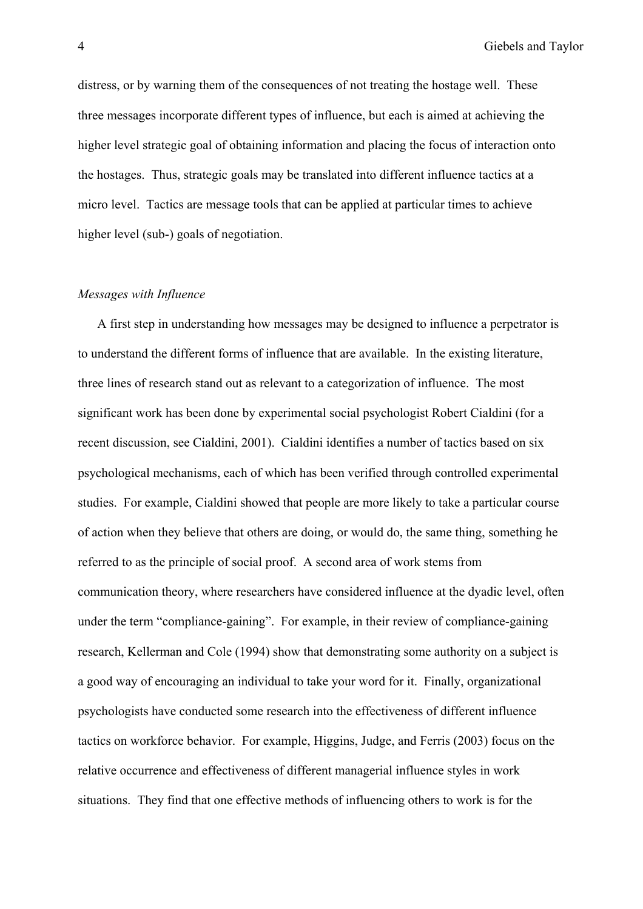distress, or by warning them of the consequences of not treating the hostage well. These three messages incorporate different types of influence, but each is aimed at achieving the higher level strategic goal of obtaining information and placing the focus of interaction onto the hostages. Thus, strategic goals may be translated into different influence tactics at a micro level. Tactics are message tools that can be applied at particular times to achieve higher level (sub-) goals of negotiation.

*Messages with Influence*

A first step in understanding how messages may be designed to influence a perpetrator is to understand the different forms of influence that are available. In the existing literature, three lines of research stand out as relevant to a categorization of influence. The most significant work has been done by experimental social psychologist Robert Cialdini (for a recent discussion, see Cialdini, 2001). Cialdini identifies a number of tactics based on six psychological mechanisms, each of which has been verified through controlled experimental studies. For example, Cialdini showed that people are more likely to take a particular course of action when they believe that others are doing, or would do, the same thing, something he referred to as the principle of social proof. A second area of work stems from communication theory, where researchers have considered influence at the dyadic level, often under the term "compliance-gaining". For example, in their review of compliance-gaining research, Kellerman and Cole (1994) show that demonstrating some authority on a subject is a good way of encouraging an individual to take your word for it. Finally, organizational psychologists have conducted some research into the effectiveness of different influence tactics on workforce behavior. For example, Higgins, Judge, and Ferris (2003) focus on the relative occurrence and effectiveness of different managerial influence styles in work situations. They find that one effective methods of influencing others to work is for the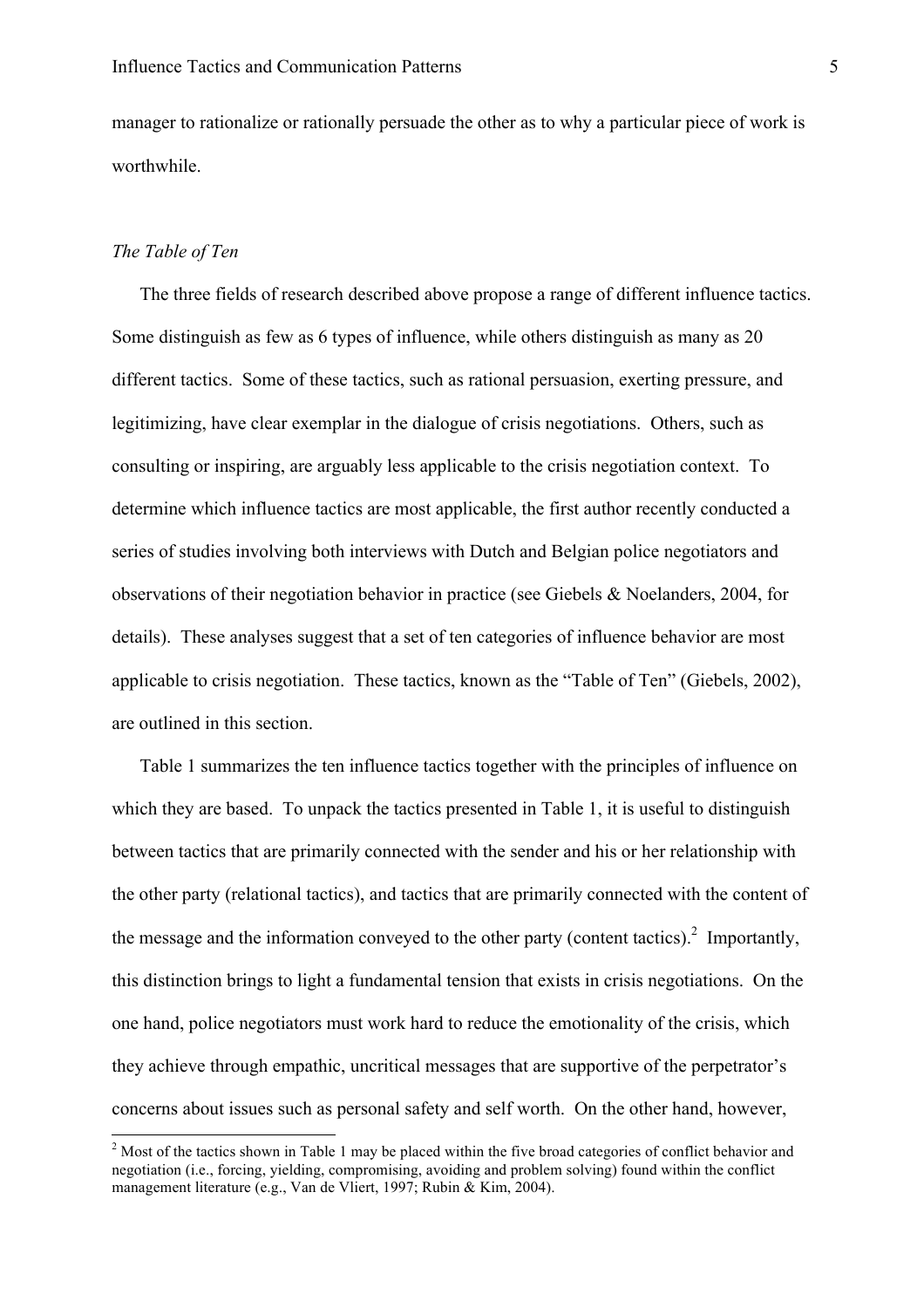manager to rationalize or rationally persuade the other as to why a particular piece of work is worthwhile.

*The Table of Ten*

The three fields of research described above propose a range of different influence tactics. Some distinguish as few as 6 types of influence, while others distinguish as many as 20 different tactics. Some of these tactics, such as rational persuasion, exerting pressure, and legitimizing, have clear exemplar in the dialogue of crisis negotiations. Others, such as consulting or inspiring, are arguably less applicable to the crisis negotiation context. To determine which influence tactics are most applicable, the first author recently conducted a series of studies involving both interviews with Dutch and Belgian police negotiators and observations of their negotiation behavior in practice (see Giebels & Noelanders, 2004, for details). These analyses suggest that a set of ten categories of influence behavior are most applicable to crisis negotiation. These tactics, known as the "Table of Ten" (Giebels, 2002), are outlined in this section.

Table 1 summarizes the ten influence tactics together with the principles of influence on which they are based. To unpack the tactics presented in Table 1, it is useful to distinguish between tactics that are primarily connected with the sender and his or her relationship with the other party (relational tactics), and tactics that are primarily connected with the content of the message and the information conveyed to the other party (content tactics).[2] Importantly, this distinction brings to light a fundamental tension that exists in crisis negotiations. On the one hand, police negotiators must work hard to reduce the emotionality of the crisis, which they achieve through empathic, uncritical messages that are supportive of the perpetrator's concerns about issues such as personal safety and self worth. On the other hand, however,

[2] Most of the tactics shown in Table 1 may be placed within the five broad categories of conflict behavior and negotiation (i.e., forcing, yielding, compromising, avoiding and problem solving) found within the conflict management literature (e.g., Van de Vliert, 1997; Rubin & Kim, 2004).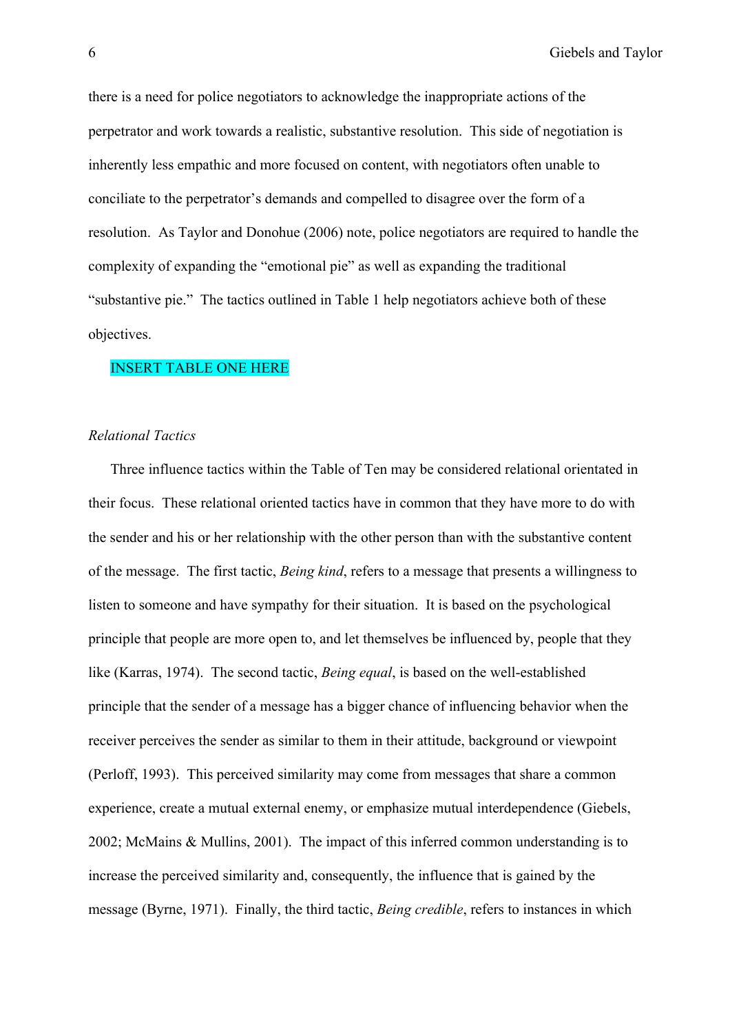there is a need for police negotiators to acknowledge the inappropriate actions of the perpetrator and work towards a realistic, substantive resolution. This side of negotiation is inherently less empathic and more focused on content, with negotiators often unable to conciliate to the perpetrator's demands and compelled to disagree over the form of a resolution. As Taylor and Donohue (2006) note, police negotiators are required to handle the complexity of expanding the "emotional pie" as well as expanding the traditional "substantive pie." The tactics outlined in Table 1 help negotiators achieve both of these objectives.

INSERT TABLE ONE HERE

*Relational Tactics*

Three influence tactics within the Table of Ten may be considered relational orientated in their focus. These relational oriented tactics have in common that they have more to do with the sender and his or her relationship with the other person than with the substantive content of the message. The first tactic, *Being kind*, refers to a message that presents a willingness to listen to someone and have sympathy for their situation. It is based on the psychological principle that people are more open to, and let themselves be influenced by, people that they like (Karras, 1974). The second tactic, *Being equal*, is based on the well-established principle that the sender of a message has a bigger chance of influencing behavior when the receiver perceives the sender as similar to them in their attitude, background or viewpoint (Perloff, 1993). This perceived similarity may come from messages that share a common experience, create a mutual external enemy, or emphasize mutual interdependence (Giebels, 2002; McMains & Mullins, 2001). The impact of this inferred common understanding is to increase the perceived similarity and, consequently, the influence that is gained by the message (Byrne, 1971). Finally, the third tactic, *Being credible*, refers to instances in which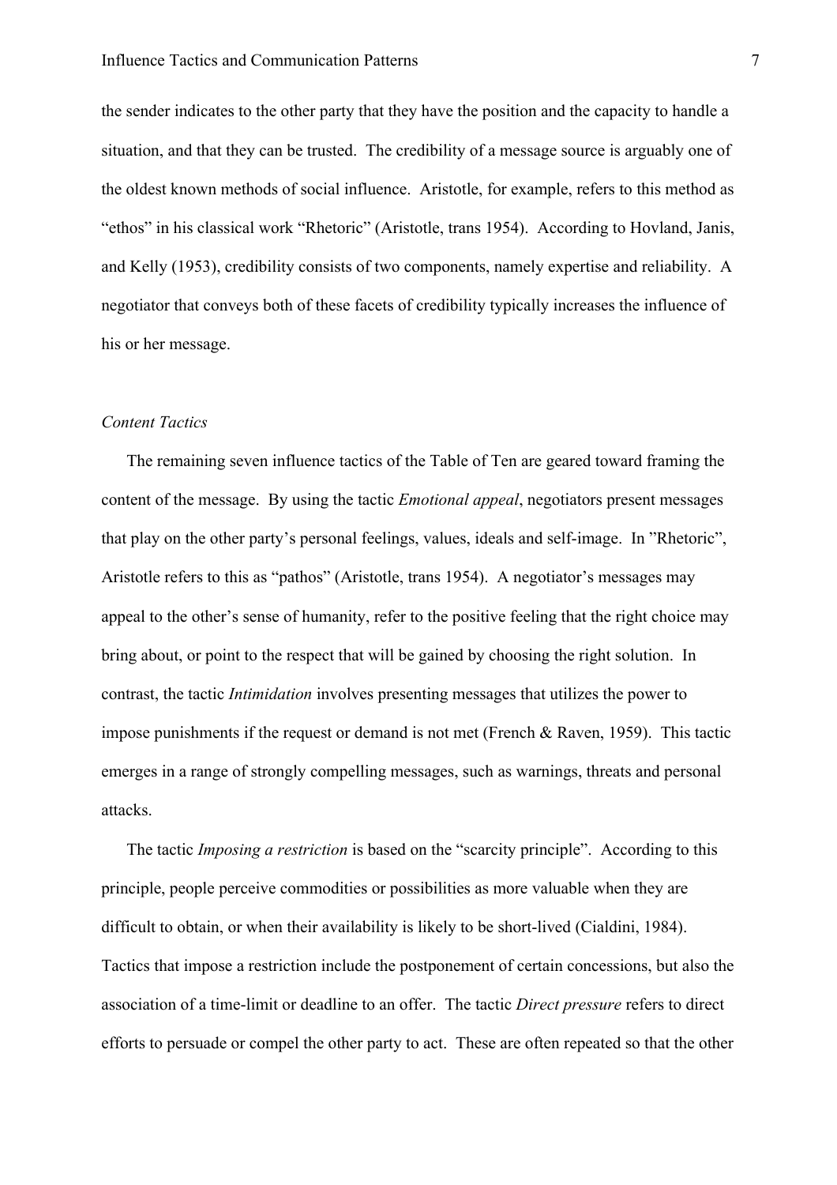the sender indicates to the other party that they have the position and the capacity to handle a situation, and that they can be trusted. The credibility of a message source is arguably one of the oldest known methods of social influence. Aristotle, for example, refers to this method as "ethos" in his classical work "Rhetoric" (Aristotle, trans 1954). According to Hovland, Janis, and Kelly (1953), credibility consists of two components, namely expertise and reliability. A negotiator that conveys both of these facets of credibility typically increases the influence of his or her message.

*Content Tactics*

The remaining seven influence tactics of the Table of Ten are geared toward framing the content of the message. By using the tactic *Emotional appeal*, negotiators present messages that play on the other party's personal feelings, values, ideals and self-image. In "Rhetoric", Aristotle refers to this as "pathos" (Aristotle, trans 1954). A negotiator's messages may appeal to the other's sense of humanity, refer to the positive feeling that the right choice may bring about, or point to the respect that will be gained by choosing the right solution. In contrast, the tactic *Intimidation* involves presenting messages that utilizes the power to impose punishments if the request or demand is not met (French & Raven, 1959). This tactic emerges in a range of strongly compelling messages, such as warnings, threats and personal attacks.

The tactic *Imposing a restriction* is based on the "scarcity principle". According to this principle, people perceive commodities or possibilities as more valuable when they are difficult to obtain, or when their availability is likely to be short-lived (Cialdini, 1984). Tactics that impose a restriction include the postponement of certain concessions, but also the association of a time-limit or deadline to an offer. The tactic *Direct pressure* refers to direct efforts to persuade or compel the other party to act. These are often repeated so that the other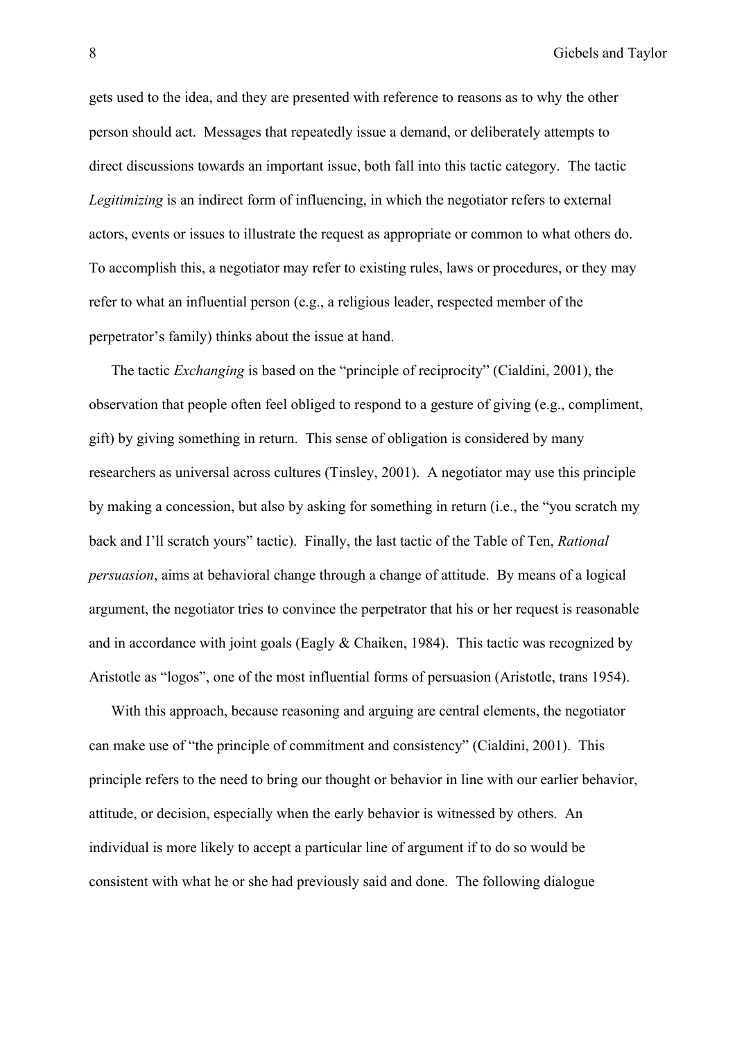gets used to the idea, and they are presented with reference to reasons as to why the other person should act. Messages that repeatedly issue a demand, or deliberately attempts to direct discussions towards an important issue, both fall into this tactic category. The tactic *Legitimizing* is an indirect form of influencing, in which the negotiator refers to external actors, events or issues to illustrate the request as appropriate or common to what others do. To accomplish this, a negotiator may refer to existing rules, laws or procedures, or they may refer to what an influential person (e.g., a religious leader, respected member of the perpetrator's family) thinks about the issue at hand.

The tactic *Exchanging* is based on the "principle of reciprocity" (Cialdini, 2001), the observation that people often feel obliged to respond to a gesture of giving (e.g., compliment, gift) by giving something in return. This sense of obligation is considered by many researchers as universal across cultures (Tinsley, 2001). A negotiator may use this principle by making a concession, but also by asking for something in return (i.e., the "you scratch my back and I'll scratch yours" tactic). Finally, the last tactic of the Table of Ten, *Rational persuasion*, aims at behavioral change through a change of attitude. By means of a logical argument, the negotiator tries to convince the perpetrator that his or her request is reasonable and in accordance with joint goals (Eagly & Chaiken, 1984). This tactic was recognized by Aristotle as "logos", one of the most influential forms of persuasion (Aristotle, trans 1954).

With this approach, because reasoning and arguing are central elements, the negotiator can make use of "the principle of commitment and consistency" (Cialdini, 2001). This principle refers to the need to bring our thought or behavior in line with our earlier behavior, attitude, or decision, especially when the early behavior is witnessed by others. An individual is more likely to accept a particular line of argument if to do so would be consistent with what he or she had previously said and done. The following dialogue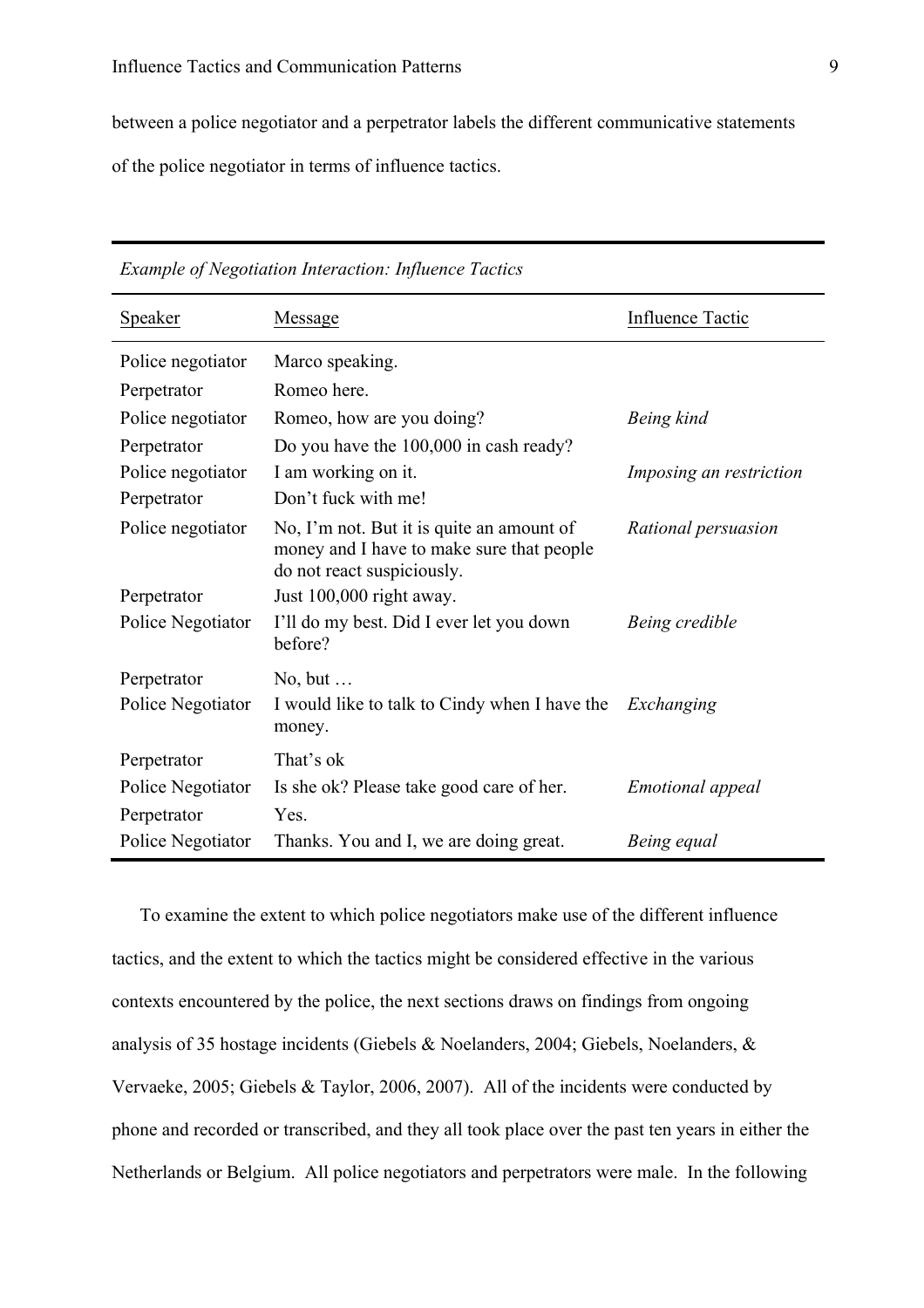between a police negotiator and a perpetrator labels the different communicative statements of the police negotiator in terms of influence tactics.

*Example of Negotiation Interaction: Influence Tactics*

| Speaker | Message | Influence Tactic |
|---|---|---|
| Police negotiator | Marco speaking. | |
| Perpetrator | Romeo here. | |
| Police negotiator | Romeo, how are you doing? | *Being kind* |
| Perpetrator | Do you have the 100,000 in cash ready? | |
| Police negotiator | I am working on it. | *Imposing an restriction* |
| Perpetrator | Don't fuck with me! | |
| Police negotiator | No, I'm not. But it is quite an amount of money and I have to make sure that people do not react suspiciously. | *Rational persuasion* |
| Perpetrator | Just 100,000 right away. | |
| Police Negotiator | I'll do my best. Did I ever let you down before? | *Being credible* |
| Perpetrator | No, but … | |
| Police Negotiator | I would like to talk to Cindy when I have the money. | *Exchanging* |
| Perpetrator | That's ok | |
| Police Negotiator | Is she ok? Please take good care of her. | *Emotional appeal* |
| Perpetrator | Yes. | |
| Police Negotiator | Thanks. You and I, we are doing great. | *Being equal* |

To examine the extent to which police negotiators make use of the different influence tactics, and the extent to which the tactics might be considered effective in the various contexts encountered by the police, the next sections draws on findings from ongoing analysis of 35 hostage incidents (Giebels & Noelanders, 2004; Giebels, Noelanders, & Vervaeke, 2005; Giebels & Taylor, 2006, 2007). All of the incidents were conducted by phone and recorded or transcribed, and they all took place over the past ten years in either the Netherlands or Belgium. All police negotiators and perpetrators were male. In the following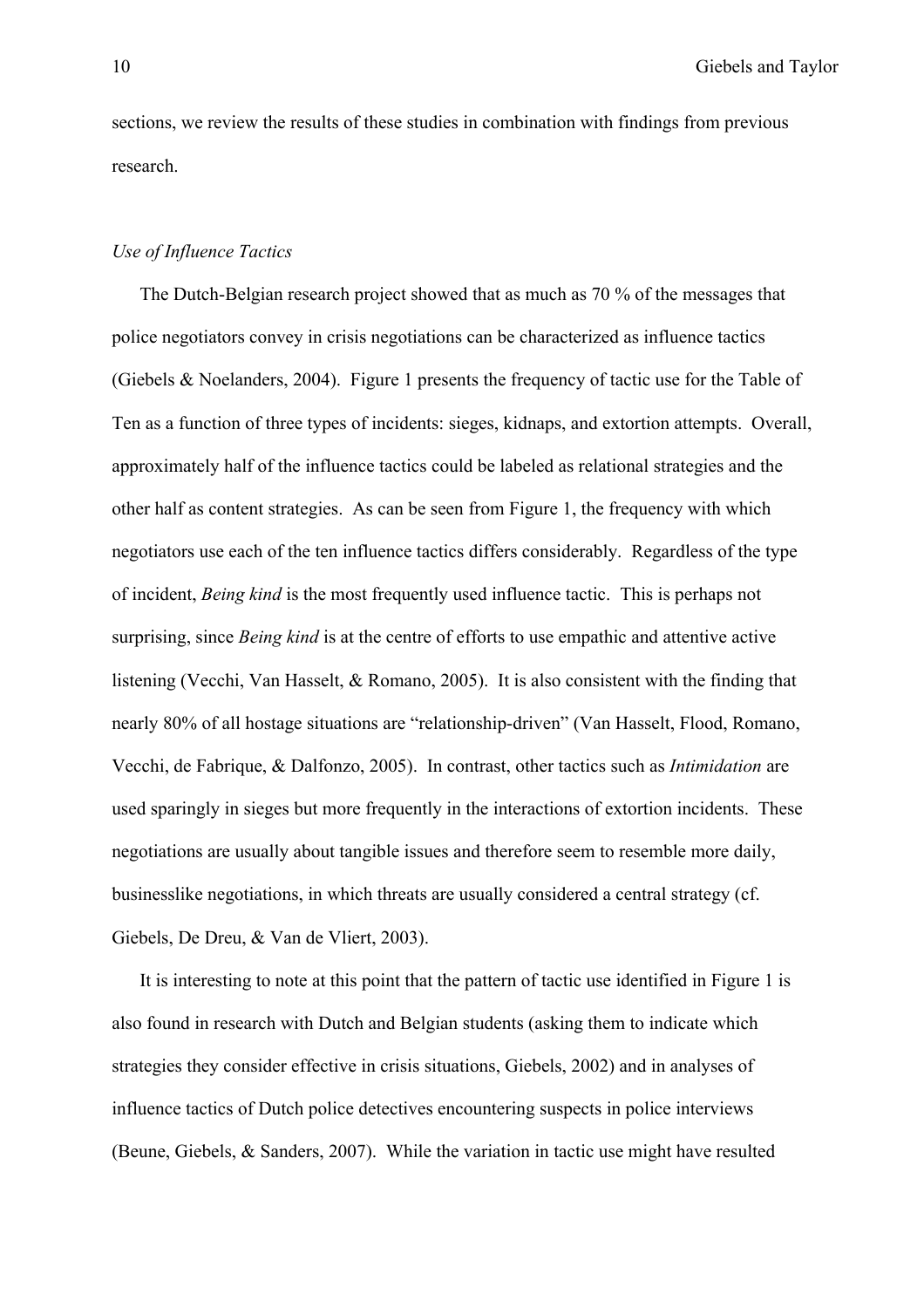sections, we review the results of these studies in combination with findings from previous research.

### *Use of Influence Tactics*

The Dutch-Belgian research project showed that as much as 70 % of the messages that police negotiators convey in crisis negotiations can be characterized as influence tactics (Giebels & Noelanders, 2004). Figure 1 presents the frequency of tactic use for the Table of Ten as a function of three types of incidents: sieges, kidnaps, and extortion attempts. Overall, approximately half of the influence tactics could be labeled as relational strategies and the other half as content strategies. As can be seen from Figure 1, the frequency with which negotiators use each of the ten influence tactics differs considerably. Regardless of the type of incident, *Being kind* is the most frequently used influence tactic. This is perhaps not surprising, since *Being kind* is at the centre of efforts to use empathic and attentive active listening (Vecchi, Van Hasselt, & Romano, 2005). It is also consistent with the finding that nearly 80% of all hostage situations are "relationship-driven" (Van Hasselt, Flood, Romano, Vecchi, de Fabrique, & Dalfonzo, 2005). In contrast, other tactics such as *Intimidation* are used sparingly in sieges but more frequently in the interactions of extortion incidents. These negotiations are usually about tangible issues and therefore seem to resemble more daily, businesslike negotiations, in which threats are usually considered a central strategy (cf. Giebels, De Dreu, & Van de Vliert, 2003).

It is interesting to note at this point that the pattern of tactic use identified in Figure 1 is also found in research with Dutch and Belgian students (asking them to indicate which strategies they consider effective in crisis situations, Giebels, 2002) and in analyses of influence tactics of Dutch police detectives encountering suspects in police interviews (Beune, Giebels, & Sanders, 2007). While the variation in tactic use might have resulted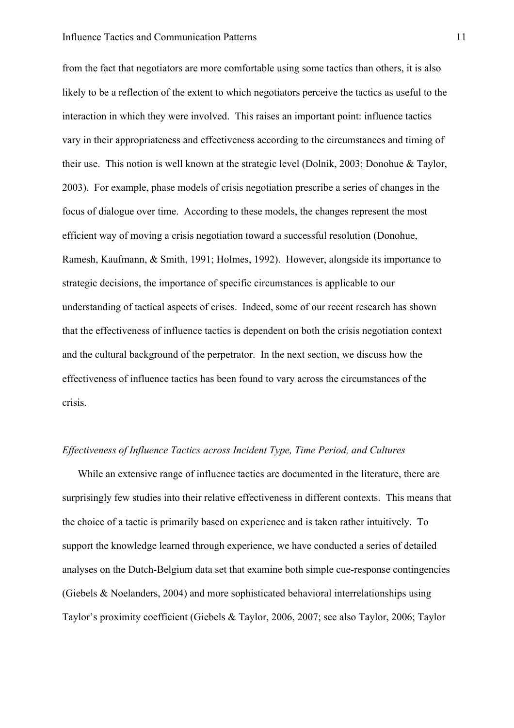from the fact that negotiators are more comfortable using some tactics than others, it is also likely to be a reflection of the extent to which negotiators perceive the tactics as useful to the interaction in which they were involved. This raises an important point: influence tactics vary in their appropriateness and effectiveness according to the circumstances and timing of their use. This notion is well known at the strategic level (Dolnik, 2003; Donohue & Taylor, 2003). For example, phase models of crisis negotiation prescribe a series of changes in the focus of dialogue over time. According to these models, the changes represent the most efficient way of moving a crisis negotiation toward a successful resolution (Donohue, Ramesh, Kaufmann, & Smith, 1991; Holmes, 1992). However, alongside its importance to strategic decisions, the importance of specific circumstances is applicable to our understanding of tactical aspects of crises. Indeed, some of our recent research has shown that the effectiveness of influence tactics is dependent on both the crisis negotiation context and the cultural background of the perpetrator. In the next section, we discuss how the effectiveness of influence tactics has been found to vary across the circumstances of the crisis.

### *Effectiveness of Influence Tactics across Incident Type, Time Period, and Cultures*

While an extensive range of influence tactics are documented in the literature, there are surprisingly few studies into their relative effectiveness in different contexts. This means that the choice of a tactic is primarily based on experience and is taken rather intuitively. To support the knowledge learned through experience, we have conducted a series of detailed analyses on the Dutch-Belgium data set that examine both simple cue-response contingencies (Giebels & Noelanders, 2004) and more sophisticated behavioral interrelationships using Taylor's proximity coefficient (Giebels & Taylor, 2006, 2007; see also Taylor, 2006; Taylor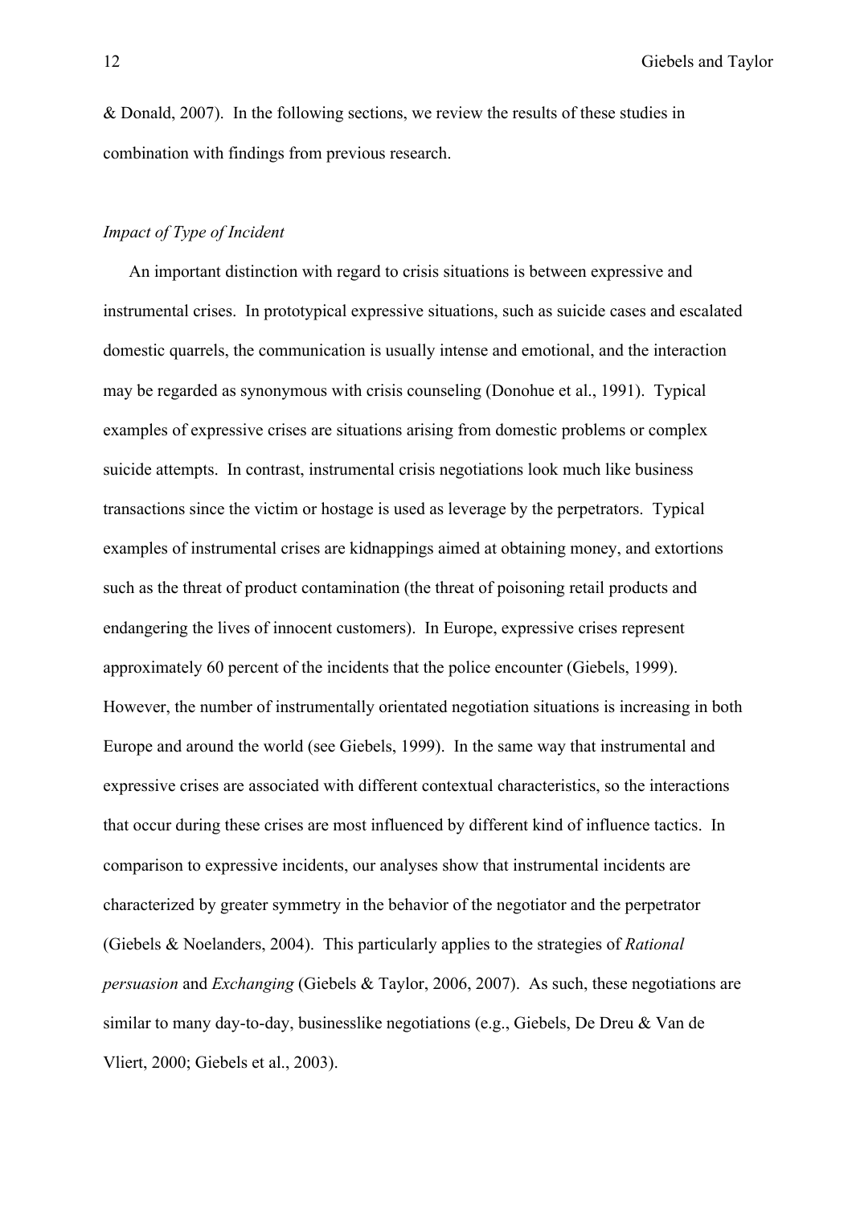& Donald, 2007). In the following sections, we review the results of these studies in combination with findings from previous research.

*Impact of Type of Incident*

An important distinction with regard to crisis situations is between expressive and instrumental crises. In prototypical expressive situations, such as suicide cases and escalated domestic quarrels, the communication is usually intense and emotional, and the interaction may be regarded as synonymous with crisis counseling (Donohue et al., 1991). Typical examples of expressive crises are situations arising from domestic problems or complex suicide attempts. In contrast, instrumental crisis negotiations look much like business transactions since the victim or hostage is used as leverage by the perpetrators. Typical examples of instrumental crises are kidnappings aimed at obtaining money, and extortions such as the threat of product contamination (the threat of poisoning retail products and endangering the lives of innocent customers). In Europe, expressive crises represent approximately 60 percent of the incidents that the police encounter (Giebels, 1999). However, the number of instrumentally orientated negotiation situations is increasing in both Europe and around the world (see Giebels, 1999). In the same way that instrumental and expressive crises are associated with different contextual characteristics, so the interactions that occur during these crises are most influenced by different kind of influence tactics. In comparison to expressive incidents, our analyses show that instrumental incidents are characterized by greater symmetry in the behavior of the negotiator and the perpetrator (Giebels & Noelanders, 2004). This particularly applies to the strategies of *Rational persuasion* and *Exchanging* (Giebels & Taylor, 2006, 2007). As such, these negotiations are similar to many day-to-day, businesslike negotiations (e.g., Giebels, De Dreu & Van de Vliert, 2000; Giebels et al., 2003).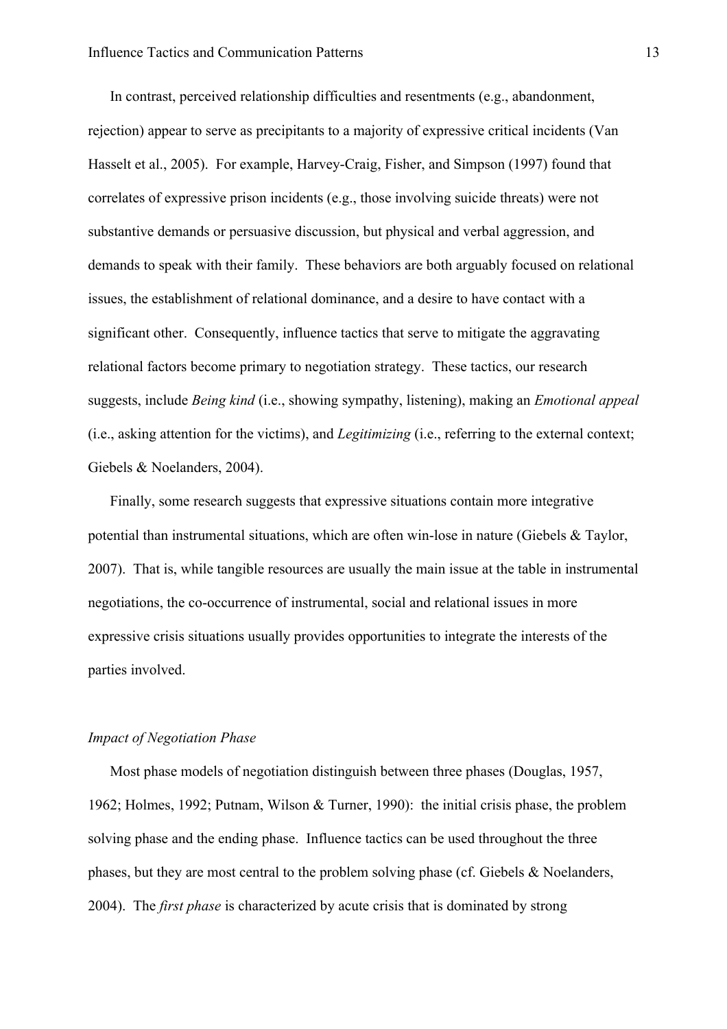In contrast, perceived relationship difficulties and resentments (e.g., abandonment, rejection) appear to serve as precipitants to a majority of expressive critical incidents (Van Hasselt et al., 2005). For example, Harvey-Craig, Fisher, and Simpson (1997) found that correlates of expressive prison incidents (e.g., those involving suicide threats) were not substantive demands or persuasive discussion, but physical and verbal aggression, and demands to speak with their family. These behaviors are both arguably focused on relational issues, the establishment of relational dominance, and a desire to have contact with a significant other. Consequently, influence tactics that serve to mitigate the aggravating relational factors become primary to negotiation strategy. These tactics, our research suggests, include *Being kind* (i.e., showing sympathy, listening), making an *Emotional appeal* (i.e., asking attention for the victims), and *Legitimizing* (i.e., referring to the external context; Giebels & Noelanders, 2004).

Finally, some research suggests that expressive situations contain more integrative potential than instrumental situations, which are often win-lose in nature (Giebels & Taylor, 2007). That is, while tangible resources are usually the main issue at the table in instrumental negotiations, the co-occurrence of instrumental, social and relational issues in more expressive crisis situations usually provides opportunities to integrate the interests of the parties involved.

### *Impact of Negotiation Phase*

Most phase models of negotiation distinguish between three phases (Douglas, 1957, 1962; Holmes, 1992; Putnam, Wilson & Turner, 1990): the initial crisis phase, the problem solving phase and the ending phase. Influence tactics can be used throughout the three phases, but they are most central to the problem solving phase (cf. Giebels & Noelanders, 2004). The *first phase* is characterized by acute crisis that is dominated by strong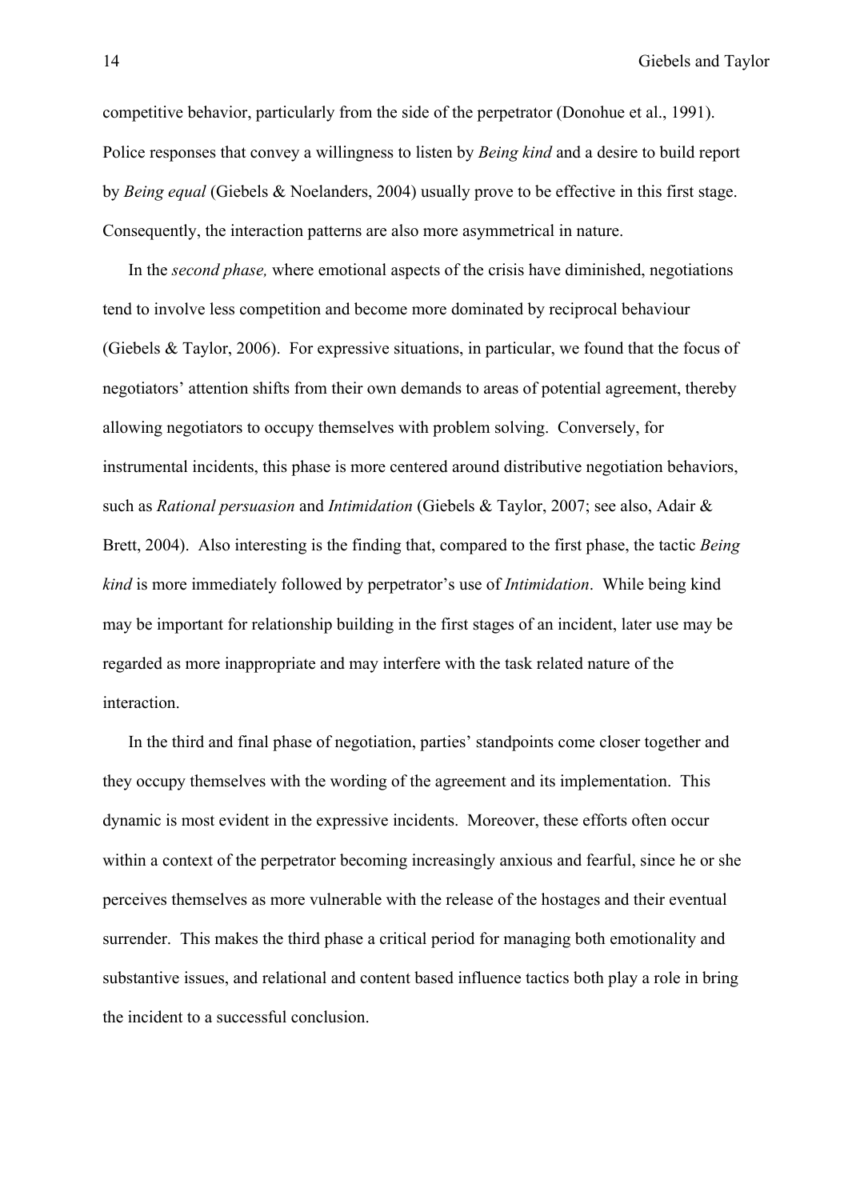competitive behavior, particularly from the side of the perpetrator (Donohue et al., 1991). Police responses that convey a willingness to listen by *Being kind* and a desire to build report by *Being equal* (Giebels & Noelanders, 2004) usually prove to be effective in this first stage. Consequently, the interaction patterns are also more asymmetrical in nature.

In the *second phase,* where emotional aspects of the crisis have diminished, negotiations tend to involve less competition and become more dominated by reciprocal behaviour (Giebels & Taylor, 2006). For expressive situations, in particular, we found that the focus of negotiators' attention shifts from their own demands to areas of potential agreement, thereby allowing negotiators to occupy themselves with problem solving. Conversely, for instrumental incidents, this phase is more centered around distributive negotiation behaviors, such as *Rational persuasion* and *Intimidation* (Giebels & Taylor, 2007; see also, Adair & Brett, 2004). Also interesting is the finding that, compared to the first phase, the tactic *Being kind* is more immediately followed by perpetrator's use of *Intimidation*. While being kind may be important for relationship building in the first stages of an incident, later use may be regarded as more inappropriate and may interfere with the task related nature of the interaction.

In the third and final phase of negotiation, parties' standpoints come closer together and they occupy themselves with the wording of the agreement and its implementation. This dynamic is most evident in the expressive incidents. Moreover, these efforts often occur within a context of the perpetrator becoming increasingly anxious and fearful, since he or she perceives themselves as more vulnerable with the release of the hostages and their eventual surrender. This makes the third phase a critical period for managing both emotionality and substantive issues, and relational and content based influence tactics both play a role in bring the incident to a successful conclusion.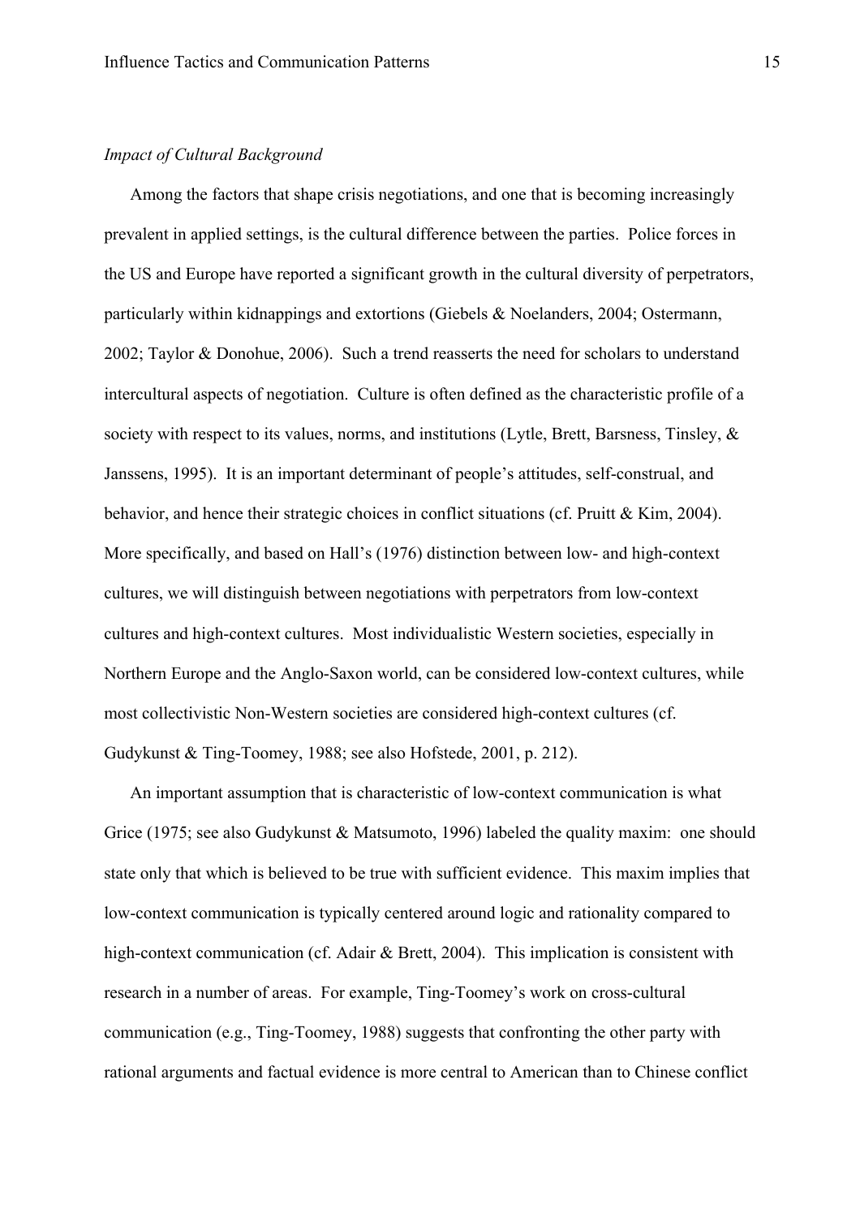*Impact of Cultural Background*

Among the factors that shape crisis negotiations, and one that is becoming increasingly prevalent in applied settings, is the cultural difference between the parties. Police forces in the US and Europe have reported a significant growth in the cultural diversity of perpetrators, particularly within kidnappings and extortions (Giebels & Noelanders, 2004; Ostermann, 2002; Taylor & Donohue, 2006). Such a trend reasserts the need for scholars to understand intercultural aspects of negotiation. Culture is often defined as the characteristic profile of a society with respect to its values, norms, and institutions (Lytle, Brett, Barsness, Tinsley, & Janssens, 1995). It is an important determinant of people's attitudes, self-construal, and behavior, and hence their strategic choices in conflict situations (cf. Pruitt & Kim, 2004). More specifically, and based on Hall's (1976) distinction between low- and high-context cultures, we will distinguish between negotiations with perpetrators from low-context cultures and high-context cultures. Most individualistic Western societies, especially in Northern Europe and the Anglo-Saxon world, can be considered low-context cultures, while most collectivistic Non-Western societies are considered high-context cultures (cf. Gudykunst & Ting-Toomey, 1988; see also Hofstede, 2001, p. 212).

An important assumption that is characteristic of low-context communication is what Grice (1975; see also Gudykunst & Matsumoto, 1996) labeled the quality maxim: one should state only that which is believed to be true with sufficient evidence. This maxim implies that low-context communication is typically centered around logic and rationality compared to high-context communication (cf. Adair & Brett, 2004). This implication is consistent with research in a number of areas. For example, Ting-Toomey's work on cross-cultural communication (e.g., Ting-Toomey, 1988) suggests that confronting the other party with rational arguments and factual evidence is more central to American than to Chinese conflict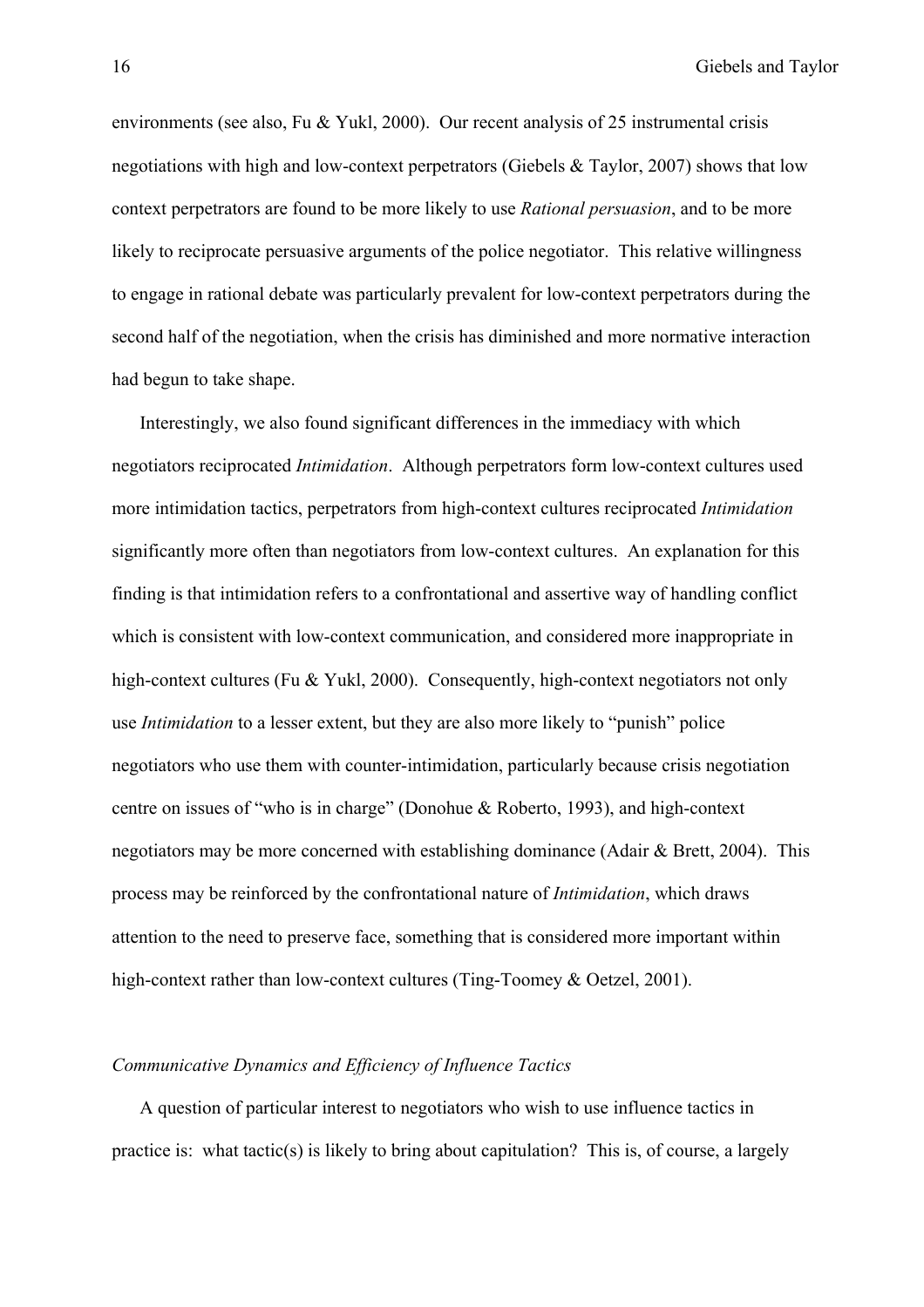environments (see also, Fu & Yukl, 2000). Our recent analysis of 25 instrumental crisis negotiations with high and low-context perpetrators (Giebels & Taylor, 2007) shows that low context perpetrators are found to be more likely to use *Rational persuasion*, and to be more likely to reciprocate persuasive arguments of the police negotiator. This relative willingness to engage in rational debate was particularly prevalent for low-context perpetrators during the second half of the negotiation, when the crisis has diminished and more normative interaction had begun to take shape.

Interestingly, we also found significant differences in the immediacy with which negotiators reciprocated *Intimidation*. Although perpetrators form low-context cultures used more intimidation tactics, perpetrators from high-context cultures reciprocated *Intimidation* significantly more often than negotiators from low-context cultures. An explanation for this finding is that intimidation refers to a confrontational and assertive way of handling conflict which is consistent with low-context communication, and considered more inappropriate in high-context cultures (Fu & Yukl, 2000). Consequently, high-context negotiators not only use *Intimidation* to a lesser extent, but they are also more likely to "punish" police negotiators who use them with counter-intimidation, particularly because crisis negotiation centre on issues of "who is in charge" (Donohue & Roberto, 1993), and high-context negotiators may be more concerned with establishing dominance (Adair & Brett, 2004). This process may be reinforced by the confrontational nature of *Intimidation*, which draws attention to the need to preserve face, something that is considered more important within high-context rather than low-context cultures (Ting-Toomey & Oetzel, 2001).

### *Communicative Dynamics and Efficiency of Influence Tactics*

A question of particular interest to negotiators who wish to use influence tactics in practice is: what tactic(s) is likely to bring about capitulation? This is, of course, a largely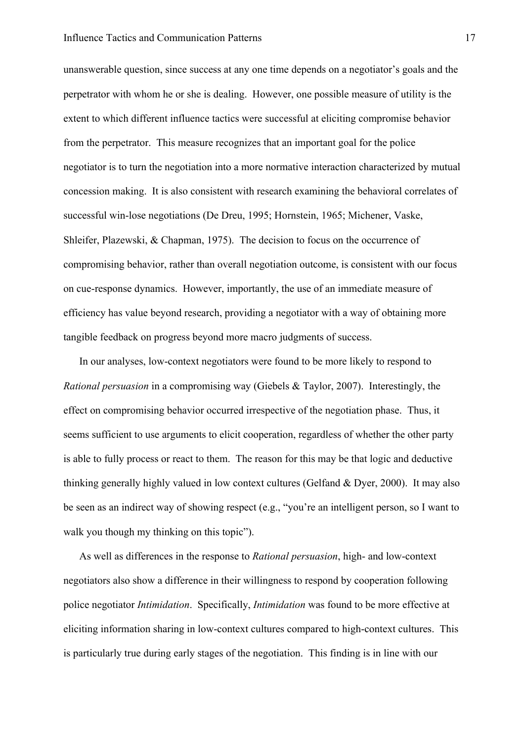unanswerable question, since success at any one time depends on a negotiator's goals and the perpetrator with whom he or she is dealing. However, one possible measure of utility is the extent to which different influence tactics were successful at eliciting compromise behavior from the perpetrator. This measure recognizes that an important goal for the police negotiator is to turn the negotiation into a more normative interaction characterized by mutual concession making. It is also consistent with research examining the behavioral correlates of successful win-lose negotiations (De Dreu, 1995; Hornstein, 1965; Michener, Vaske, Shleifer, Plazewski, & Chapman, 1975). The decision to focus on the occurrence of compromising behavior, rather than overall negotiation outcome, is consistent with our focus on cue-response dynamics. However, importantly, the use of an immediate measure of efficiency has value beyond research, providing a negotiator with a way of obtaining more tangible feedback on progress beyond more macro judgments of success.

In our analyses, low-context negotiators were found to be more likely to respond to *Rational persuasion* in a compromising way (Giebels & Taylor, 2007). Interestingly, the effect on compromising behavior occurred irrespective of the negotiation phase. Thus, it seems sufficient to use arguments to elicit cooperation, regardless of whether the other party is able to fully process or react to them. The reason for this may be that logic and deductive thinking generally highly valued in low context cultures (Gelfand & Dyer, 2000). It may also be seen as an indirect way of showing respect (e.g., "you're an intelligent person, so I want to walk you though my thinking on this topic").

As well as differences in the response to *Rational persuasion*, high- and low-context negotiators also show a difference in their willingness to respond by cooperation following police negotiator *Intimidation*. Specifically, *Intimidation* was found to be more effective at eliciting information sharing in low-context cultures compared to high-context cultures. This is particularly true during early stages of the negotiation. This finding is in line with our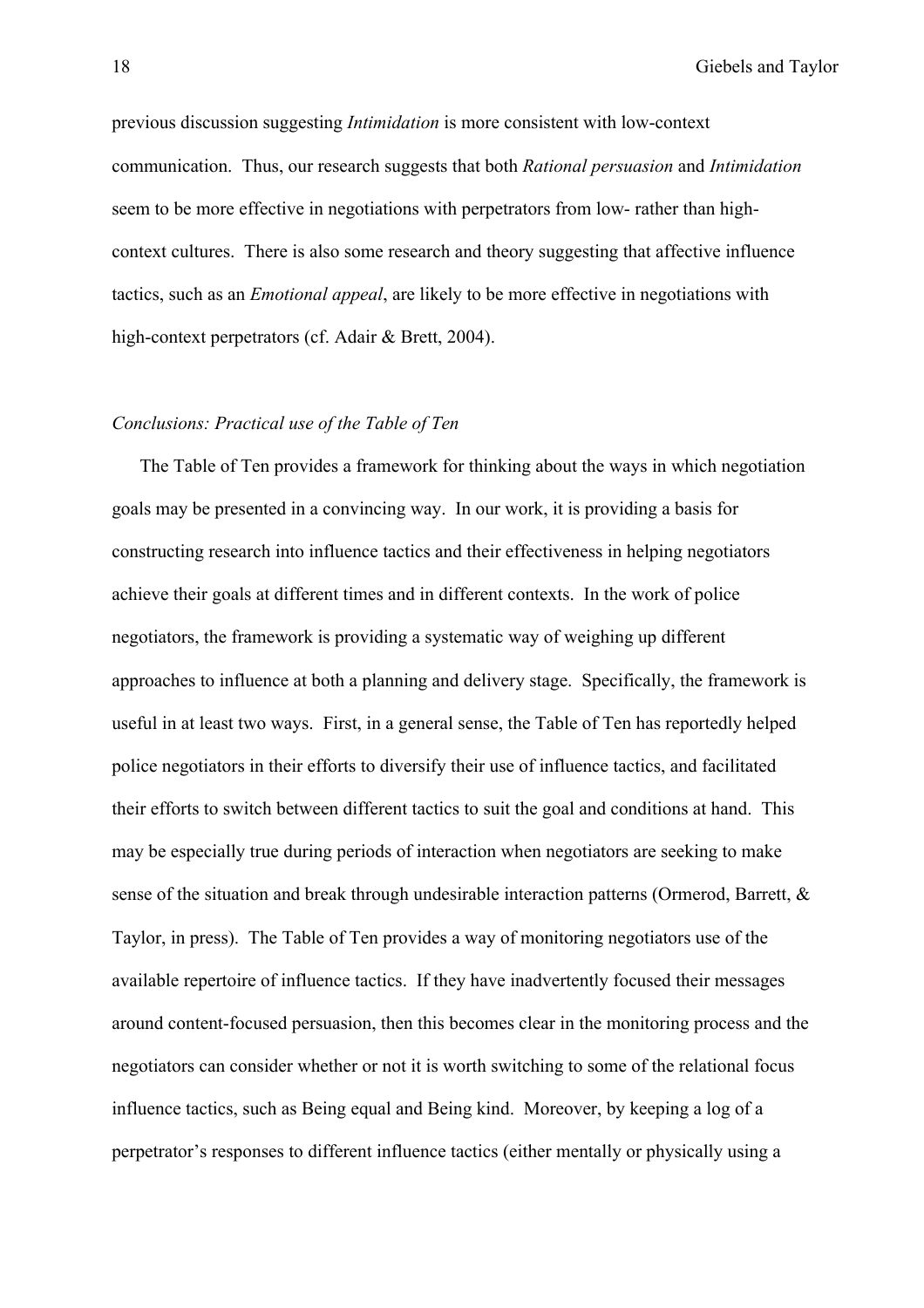previous discussion suggesting *Intimidation* is more consistent with low-context communication. Thus, our research suggests that both *Rational persuasion* and *Intimidation* seem to be more effective in negotiations with perpetrators from low- rather than high-context cultures. There is also some research and theory suggesting that affective influence tactics, such as an *Emotional appeal*, are likely to be more effective in negotiations with high-context perpetrators (cf. Adair & Brett, 2004).

### *Conclusions: Practical use of the Table of Ten*

The Table of Ten provides a framework for thinking about the ways in which negotiation goals may be presented in a convincing way. In our work, it is providing a basis for constructing research into influence tactics and their effectiveness in helping negotiators achieve their goals at different times and in different contexts. In the work of police negotiators, the framework is providing a systematic way of weighing up different approaches to influence at both a planning and delivery stage. Specifically, the framework is useful in at least two ways. First, in a general sense, the Table of Ten has reportedly helped police negotiators in their efforts to diversify their use of influence tactics, and facilitated their efforts to switch between different tactics to suit the goal and conditions at hand. This may be especially true during periods of interaction when negotiators are seeking to make sense of the situation and break through undesirable interaction patterns (Ormerod, Barrett, & Taylor, in press). The Table of Ten provides a way of monitoring negotiators use of the available repertoire of influence tactics. If they have inadvertently focused their messages around content-focused persuasion, then this becomes clear in the monitoring process and the negotiators can consider whether or not it is worth switching to some of the relational focus influence tactics, such as Being equal and Being kind. Moreover, by keeping a log of a perpetrator's responses to different influence tactics (either mentally or physically using a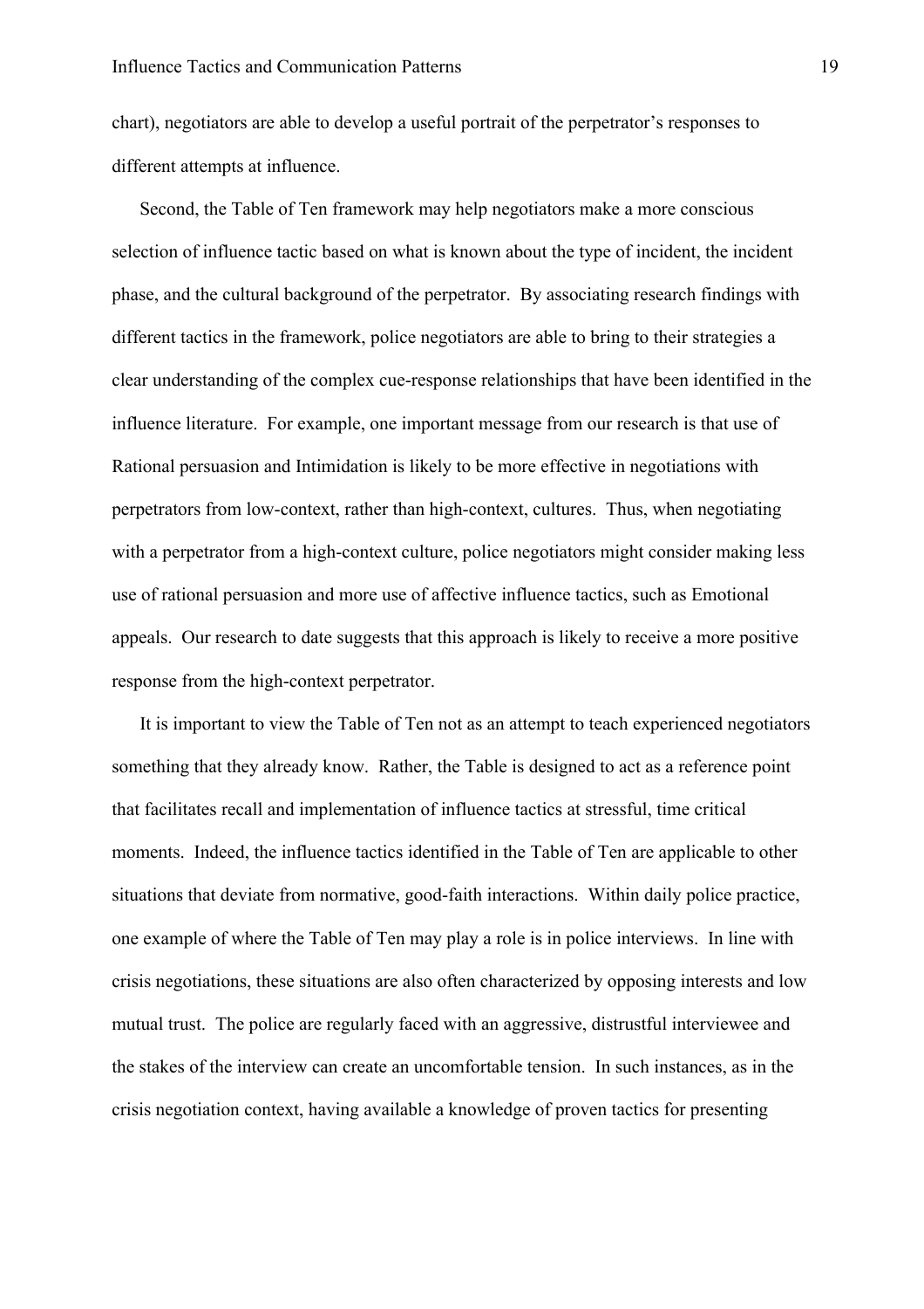chart), negotiators are able to develop a useful portrait of the perpetrator's responses to different attempts at influence.

Second, the Table of Ten framework may help negotiators make a more conscious selection of influence tactic based on what is known about the type of incident, the incident phase, and the cultural background of the perpetrator. By associating research findings with different tactics in the framework, police negotiators are able to bring to their strategies a clear understanding of the complex cue-response relationships that have been identified in the influence literature. For example, one important message from our research is that use of Rational persuasion and Intimidation is likely to be more effective in negotiations with perpetrators from low-context, rather than high-context, cultures. Thus, when negotiating with a perpetrator from a high-context culture, police negotiators might consider making less use of rational persuasion and more use of affective influence tactics, such as Emotional appeals. Our research to date suggests that this approach is likely to receive a more positive response from the high-context perpetrator.

It is important to view the Table of Ten not as an attempt to teach experienced negotiators something that they already know. Rather, the Table is designed to act as a reference point that facilitates recall and implementation of influence tactics at stressful, time critical moments. Indeed, the influence tactics identified in the Table of Ten are applicable to other situations that deviate from normative, good-faith interactions. Within daily police practice, one example of where the Table of Ten may play a role is in police interviews. In line with crisis negotiations, these situations are also often characterized by opposing interests and low mutual trust. The police are regularly faced with an aggressive, distrustful interviewee and the stakes of the interview can create an uncomfortable tension. In such instances, as in the crisis negotiation context, having available a knowledge of proven tactics for presenting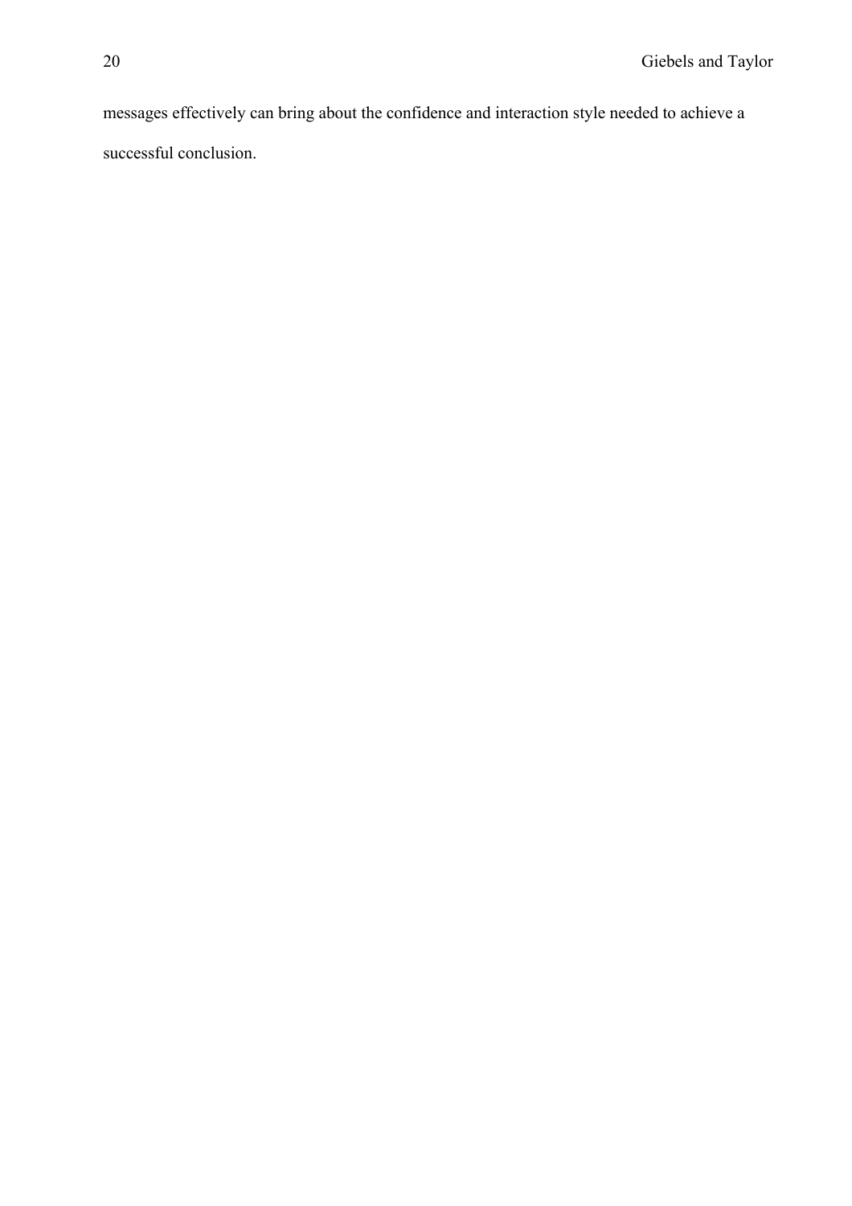messages effectively can bring about the confidence and interaction style needed to achieve a successful conclusion.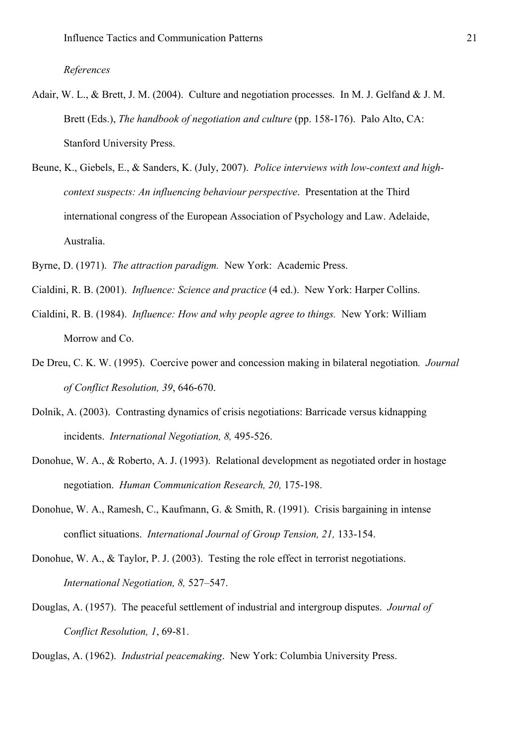*References*

Adair, W. L., & Brett, J. M. (2004). Culture and negotiation processes. In M. J. Gelfand & J. M. Brett (Eds.), *The handbook of negotiation and culture* (pp. 158-176). Palo Alto, CA: Stanford University Press.

Beune, K., Giebels, E., & Sanders, K. (July, 2007). *Police interviews with low-context and high-context suspects: An influencing behaviour perspective*. Presentation at the Third international congress of the European Association of Psychology and Law. Adelaide, Australia.

Byrne, D. (1971). *The attraction paradigm.* New York: Academic Press.

Cialdini, R. B. (2001). *Influence: Science and practice* (4 ed.). New York: Harper Collins.

Cialdini, R. B. (1984). *Influence: How and why people agree to things.* New York: William Morrow and Co.

De Dreu, C. K. W. (1995). Coercive power and concession making in bilateral negotiation*. Journal of Conflict Resolution, 39*, 646-670.

Dolnik, A. (2003). Contrasting dynamics of crisis negotiations: Barricade versus kidnapping incidents. *International Negotiation, 8,* 495-526.

Donohue, W. A., & Roberto, A. J. (1993). Relational development as negotiated order in hostage negotiation. *Human Communication Research, 20,* 175-198.

Donohue, W. A., Ramesh, C., Kaufmann, G. & Smith, R. (1991). Crisis bargaining in intense conflict situations. *International Journal of Group Tension, 21,* 133-154.

Donohue, W. A., & Taylor, P. J. (2003). Testing the role effect in terrorist negotiations. *International Negotiation, 8,* 527–547.

Douglas, A. (1957). The peaceful settlement of industrial and intergroup disputes. *Journal of Conflict Resolution, 1*, 69-81.

Douglas, A. (1962). *Industrial peacemaking*. New York: Columbia University Press.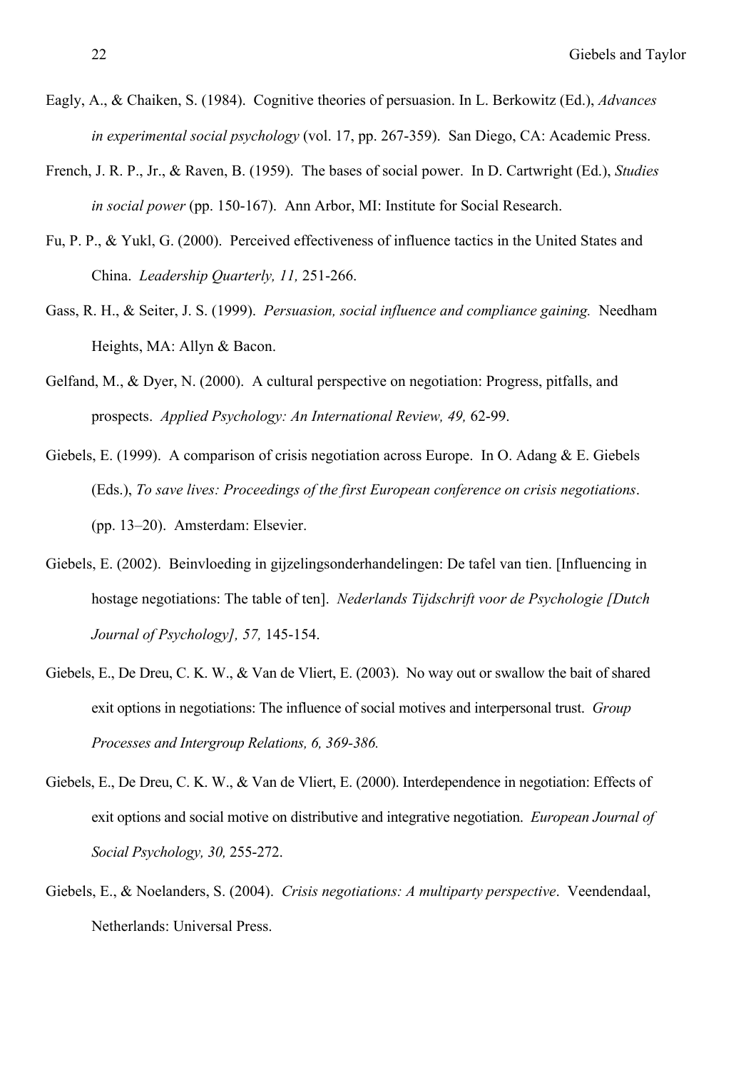Eagly, A., & Chaiken, S. (1984). Cognitive theories of persuasion. In L. Berkowitz (Ed.), *Advances in experimental social psychology* (vol. 17, pp. 267-359). San Diego, CA: Academic Press.

French, J. R. P., Jr., & Raven, B. (1959). The bases of social power. In D. Cartwright (Ed.), *Studies in social power* (pp. 150-167). Ann Arbor, MI: Institute for Social Research.

Fu, P. P., & Yukl, G. (2000). Perceived effectiveness of influence tactics in the United States and China. *Leadership Quarterly, 11,* 251-266.

Gass, R. H., & Seiter, J. S. (1999). *Persuasion, social influence and compliance gaining.* Needham Heights, MA: Allyn & Bacon.

Gelfand, M., & Dyer, N. (2000). A cultural perspective on negotiation: Progress, pitfalls, and prospects. *Applied Psychology: An International Review, 49,* 62-99.

Giebels, E. (1999). A comparison of crisis negotiation across Europe. In O. Adang & E. Giebels (Eds.), *To save lives: Proceedings of the first European conference on crisis negotiations*. (pp. 13–20). Amsterdam: Elsevier.

Giebels, E. (2002). Beinvloeding in gijzelingsonderhandelingen: De tafel van tien. [Influencing in hostage negotiations: The table of ten]. *Nederlands Tijdschrift voor de Psychologie [Dutch Journal of Psychology], 57,* 145-154.

Giebels, E., De Dreu, C. K. W., & Van de Vliert, E. (2003). No way out or swallow the bait of shared exit options in negotiations: The influence of social motives and interpersonal trust. *Group Processes and Intergroup Relations, 6, 369-386.*

Giebels, E., De Dreu, C. K. W., & Van de Vliert, E. (2000). Interdependence in negotiation: Effects of exit options and social motive on distributive and integrative negotiation. *European Journal of Social Psychology, 30,* 255-272.

Giebels, E., & Noelanders, S. (2004). *Crisis negotiations: A multiparty perspective*. Veendendaal, Netherlands: Universal Press.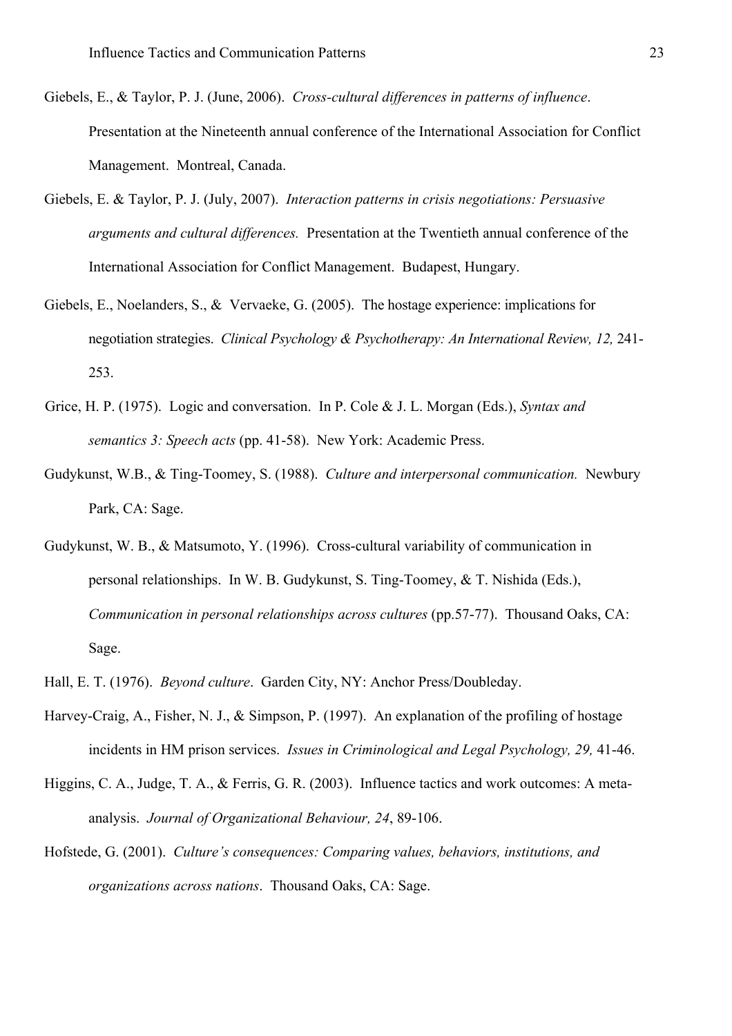Giebels, E., & Taylor, P. J. (June, 2006). *Cross-cultural differences in patterns of influence*. Presentation at the Nineteenth annual conference of the International Association for Conflict Management. Montreal, Canada.

Giebels, E. & Taylor, P. J. (July, 2007). *Interaction patterns in crisis negotiations: Persuasive arguments and cultural differences.* Presentation at the Twentieth annual conference of the International Association for Conflict Management. Budapest, Hungary.

Giebels, E., Noelanders, S., & Vervaeke, G. (2005). The hostage experience: implications for negotiation strategies. *Clinical Psychology & Psychotherapy: An International Review, 12,* 241-253.

Grice, H. P. (1975). Logic and conversation. In P. Cole & J. L. Morgan (Eds.), *Syntax and semantics 3: Speech acts* (pp. 41-58). New York: Academic Press.

Gudykunst, W.B., & Ting-Toomey, S. (1988). *Culture and interpersonal communication.* Newbury Park, CA: Sage.

Gudykunst, W. B., & Matsumoto, Y. (1996). Cross-cultural variability of communication in personal relationships. In W. B. Gudykunst, S. Ting-Toomey, & T. Nishida (Eds.), *Communication in personal relationships across cultures* (pp.57-77). Thousand Oaks, CA: Sage.

Hall, E. T. (1976). *Beyond culture*. Garden City, NY: Anchor Press/Doubleday.

Harvey-Craig, A., Fisher, N. J., & Simpson, P. (1997). An explanation of the profiling of hostage incidents in HM prison services. *Issues in Criminological and Legal Psychology, 29,* 41-46.

Higgins, C. A., Judge, T. A., & Ferris, G. R. (2003). Influence tactics and work outcomes: A meta-analysis. *Journal of Organizational Behaviour, 24*, 89-106.

Hofstede, G. (2001). *Culture's consequences: Comparing values, behaviors, institutions, and organizations across nations*. Thousand Oaks, CA: Sage.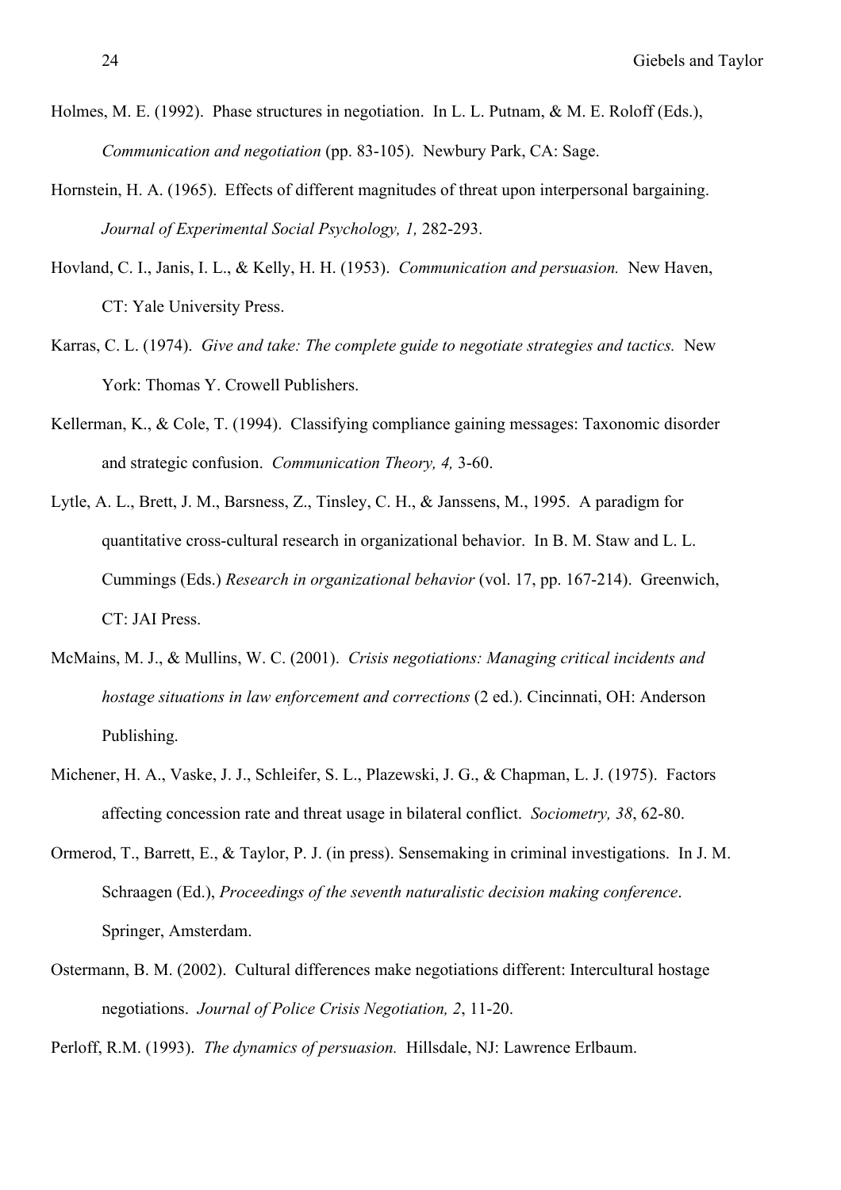Holmes, M. E. (1992). Phase structures in negotiation. In L. L. Putnam, & M. E. Roloff (Eds.), *Communication and negotiation* (pp. 83-105). Newbury Park, CA: Sage.

Hornstein, H. A. (1965). Effects of different magnitudes of threat upon interpersonal bargaining. *Journal of Experimental Social Psychology, 1,* 282-293.

Hovland, C. I., Janis, I. L., & Kelly, H. H. (1953). *Communication and persuasion.* New Haven, CT: Yale University Press.

Karras, C. L. (1974). *Give and take: The complete guide to negotiate strategies and tactics.* New York: Thomas Y. Crowell Publishers.

Kellerman, K., & Cole, T. (1994). Classifying compliance gaining messages: Taxonomic disorder and strategic confusion. *Communication Theory, 4,* 3-60.

Lytle, A. L., Brett, J. M., Barsness, Z., Tinsley, C. H., & Janssens, M., 1995. A paradigm for quantitative cross-cultural research in organizational behavior. In B. M. Staw and L. L. Cummings (Eds.) *Research in organizational behavior* (vol. 17, pp. 167-214). Greenwich, CT: JAI Press.

McMains, M. J., & Mullins, W. C. (2001). *Crisis negotiations: Managing critical incidents and hostage situations in law enforcement and corrections* (2 ed.). Cincinnati, OH: Anderson Publishing.

Michener, H. A., Vaske, J. J., Schleifer, S. L., Plazewski, J. G., & Chapman, L. J. (1975). Factors affecting concession rate and threat usage in bilateral conflict. *Sociometry, 38*, 62-80.

Ormerod, T., Barrett, E., & Taylor, P. J. (in press). Sensemaking in criminal investigations. In J. M. Schraagen (Ed.), *Proceedings of the seventh naturalistic decision making conference*. Springer, Amsterdam.

Ostermann, B. M. (2002). Cultural differences make negotiations different: Intercultural hostage negotiations. *Journal of Police Crisis Negotiation, 2*, 11-20.

Perloff, R.M. (1993). *The dynamics of persuasion.* Hillsdale, NJ: Lawrence Erlbaum.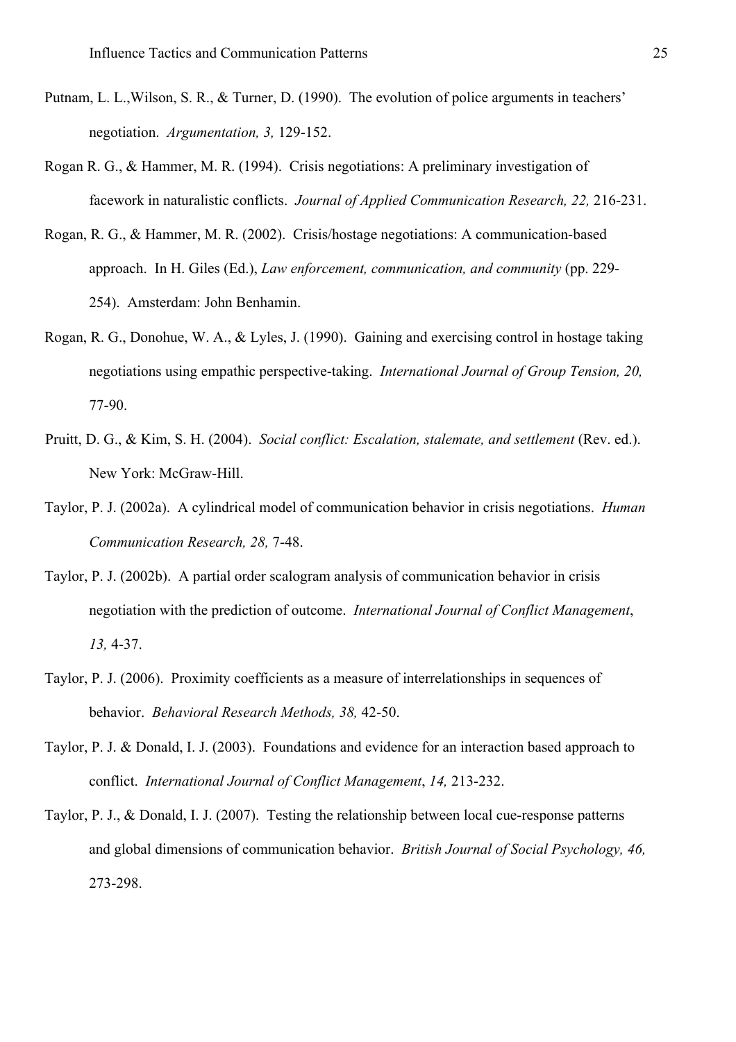Putnam, L. L.,Wilson, S. R., & Turner, D. (1990). The evolution of police arguments in teachers' negotiation. *Argumentation, 3,* 129-152.

Rogan R. G., & Hammer, M. R. (1994). Crisis negotiations: A preliminary investigation of facework in naturalistic conflicts. *Journal of Applied Communication Research, 22,* 216-231.

Rogan, R. G., & Hammer, M. R. (2002). Crisis/hostage negotiations: A communication-based approach. In H. Giles (Ed.), *Law enforcement, communication, and community* (pp. 229-254). Amsterdam: John Benhamin.

Rogan, R. G., Donohue, W. A., & Lyles, J. (1990). Gaining and exercising control in hostage taking negotiations using empathic perspective-taking. *International Journal of Group Tension, 20,* 77-90.

Pruitt, D. G., & Kim, S. H. (2004). *Social conflict: Escalation, stalemate, and settlement* (Rev. ed.). New York: McGraw-Hill.

Taylor, P. J. (2002a). A cylindrical model of communication behavior in crisis negotiations. *Human Communication Research, 28,* 7-48.

Taylor, P. J. (2002b). A partial order scalogram analysis of communication behavior in crisis negotiation with the prediction of outcome. *International Journal of Conflict Management*, *13,* 4-37.

Taylor, P. J. (2006). Proximity coefficients as a measure of interrelationships in sequences of behavior. *Behavioral Research Methods, 38,* 42-50.

Taylor, P. J. & Donald, I. J. (2003). Foundations and evidence for an interaction based approach to conflict. *International Journal of Conflict Management*, *14,* 213-232.

Taylor, P. J., & Donald, I. J. (2007). Testing the relationship between local cue-response patterns and global dimensions of communication behavior. *British Journal of Social Psychology, 46,* 273-298.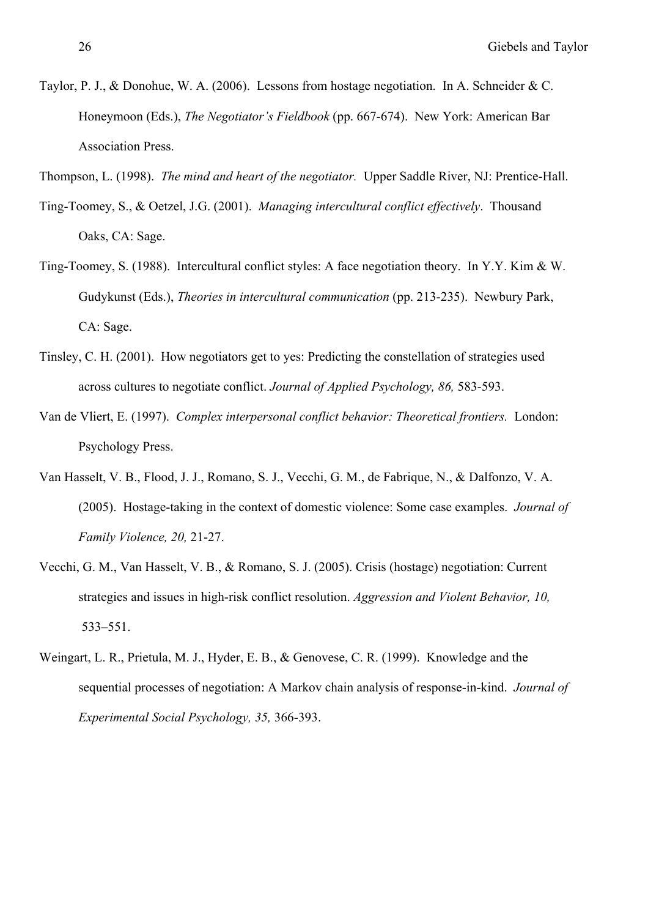Taylor, P. J., & Donohue, W. A. (2006). Lessons from hostage negotiation. In A. Schneider & C. Honeymoon (Eds.), *The Negotiator's Fieldbook* (pp. 667-674). New York: American Bar Association Press.

Thompson, L. (1998). *The mind and heart of the negotiator.* Upper Saddle River, NJ: Prentice-Hall.

Ting-Toomey, S., & Oetzel, J.G. (2001). *Managing intercultural conflict effectively*. Thousand Oaks, CA: Sage.

Ting-Toomey, S. (1988). Intercultural conflict styles: A face negotiation theory. In Y.Y. Kim & W. Gudykunst (Eds.), *Theories in intercultural communication* (pp. 213-235). Newbury Park, CA: Sage.

Tinsley, C. H. (2001). How negotiators get to yes: Predicting the constellation of strategies used across cultures to negotiate conflict. *Journal of Applied Psychology, 86,* 583-593.

Van de Vliert, E. (1997). *Complex interpersonal conflict behavior: Theoretical frontiers.* London: Psychology Press.

Van Hasselt, V. B., Flood, J. J., Romano, S. J., Vecchi, G. M., de Fabrique, N., & Dalfonzo, V. A. (2005). Hostage-taking in the context of domestic violence: Some case examples. *Journal of Family Violence, 20,* 21-27.

Vecchi, G. M., Van Hasselt, V. B., & Romano, S. J. (2005). Crisis (hostage) negotiation: Current strategies and issues in high-risk conflict resolution. *Aggression and Violent Behavior, 10,* 533–551.

Weingart, L. R., Prietula, M. J., Hyder, E. B., & Genovese, C. R. (1999). Knowledge and the sequential processes of negotiation: A Markov chain analysis of response-in-kind. *Journal of Experimental Social Psychology, 35,* 366-393.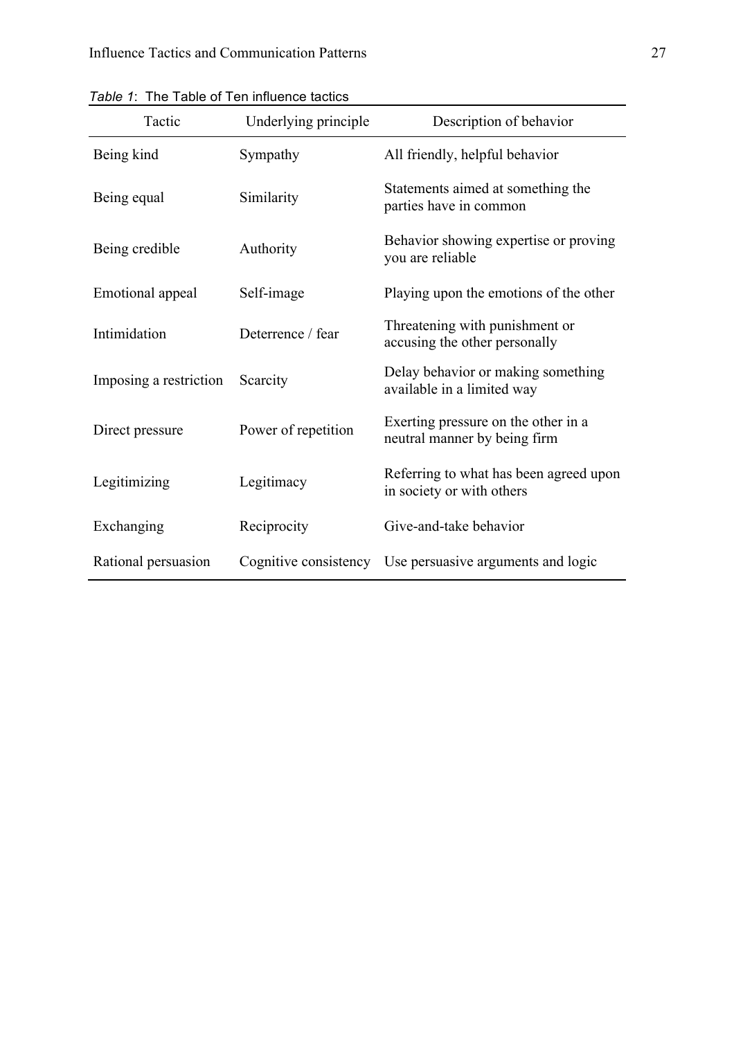*Table 1*: The Table of Ten influence tactics

| Tactic | Underlying principle | Description of behavior |
|---|---|---|
| Being kind | Sympathy | All friendly, helpful behavior |
| Being equal | Similarity | Statements aimed at something the parties have in common |
| Being credible | Authority | Behavior showing expertise or proving you are reliable |
| Emotional appeal | Self-image | Playing upon the emotions of the other |
| Intimidation | Deterrence / fear | Threatening with punishment or accusing the other personally |
| Imposing a restriction | Scarcity | Delay behavior or making something available in a limited way |
| Direct pressure | Power of repetition | Exerting pressure on the other in a neutral manner by being firm |
| Legitimizing | Legitimacy | Referring to what has been agreed upon in society or with others |
| Exchanging | Reciprocity | Give-and-take behavior |
| Rational persuasion | Cognitive consistency | Use persuasive arguments and logic |